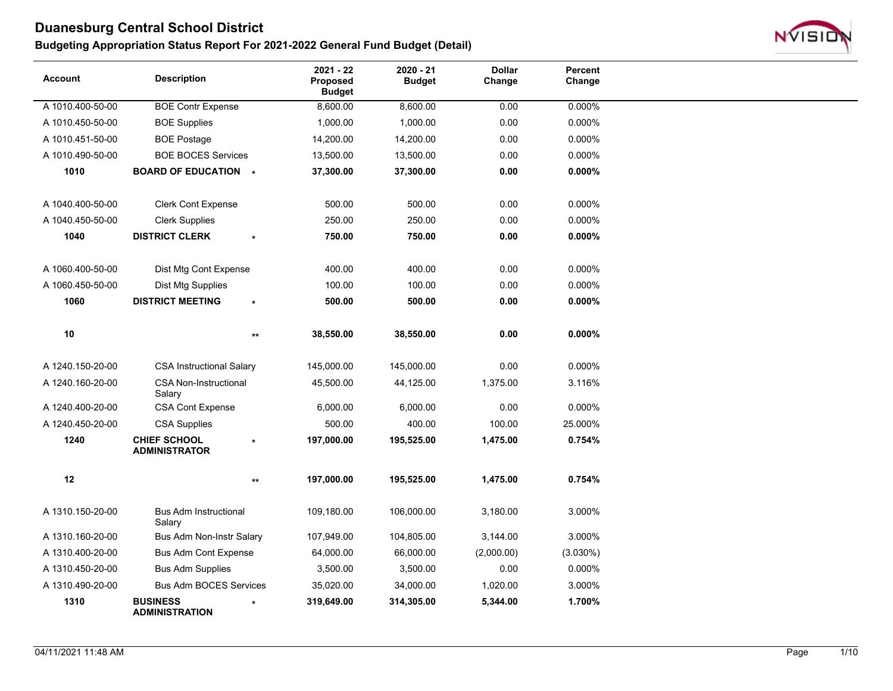# Duanesburg Central School District

## Budgeting Appropriation Status Report For 2021-2022 General Fund Budget (Detail)

| Account | Description | | 2021 - 22 Proposed Budget | 2020 - 21 Budget | Dollar Change | Percent Change |
|---|---|---|---|---|---|---|
| A 1010.400-50-00 | BOE Contr Expense | | 8,600.00 | 8,600.00 | 0.00 | 0.000% |
| A 1010.450-50-00 | BOE Supplies | | 1,000.00 | 1,000.00 | 0.00 | 0.000% |
| A 1010.451-50-00 | BOE Postage | | 14,200.00 | 14,200.00 | 0.00 | 0.000% |
| A 1010.490-50-00 | BOE BOCES Services | | 13,500.00 | 13,500.00 | 0.00 | 0.000% |
| **1010** | **BOARD OF EDUCATION** | * | **37,300.00** | **37,300.00** | **0.00** | **0.000%** |
| A 1040.400-50-00 | Clerk Cont Expense | | 500.00 | 500.00 | 0.00 | 0.000% |
| A 1040.450-50-00 | Clerk Supplies | | 250.00 | 250.00 | 0.00 | 0.000% |
| **1040** | **DISTRICT CLERK** | * | **750.00** | **750.00** | **0.00** | **0.000%** |
| A 1060.400-50-00 | Dist Mtg Cont Expense | | 400.00 | 400.00 | 0.00 | 0.000% |
| A 1060.450-50-00 | Dist Mtg Supplies | | 100.00 | 100.00 | 0.00 | 0.000% |
| **1060** | **DISTRICT MEETING** | * | **500.00** | **500.00** | **0.00** | **0.000%** |
| **10** | | ** | **38,550.00** | **38,550.00** | **0.00** | **0.000%** |
| A 1240.150-20-00 | CSA Instructional Salary | | 145,000.00 | 145,000.00 | 0.00 | 0.000% |
| A 1240.160-20-00 | CSA Non-Instructional Salary | | 45,500.00 | 44,125.00 | 1,375.00 | 3.116% |
| A 1240.400-20-00 | CSA Cont Expense | | 6,000.00 | 6,000.00 | 0.00 | 0.000% |
| A 1240.450-20-00 | CSA Supplies | | 500.00 | 400.00 | 100.00 | 25.000% |
| **1240** | **CHIEF SCHOOL ADMINISTRATOR** | * | **197,000.00** | **195,525.00** | **1,475.00** | **0.754%** |
| **12** | | ** | **197,000.00** | **195,525.00** | **1,475.00** | **0.754%** |
| A 1310.150-20-00 | Bus Adm Instructional Salary | | 109,180.00 | 106,000.00 | 3,180.00 | 3.000% |
| A 1310.160-20-00 | Bus Adm Non-Instr Salary | | 107,949.00 | 104,805.00 | 3,144.00 | 3.000% |
| A 1310.400-20-00 | Bus Adm Cont Expense | | 64,000.00 | 66,000.00 | (2,000.00) | (3.030%) |
| A 1310.450-20-00 | Bus Adm Supplies | | 3,500.00 | 3,500.00 | 0.00 | 0.000% |
| A 1310.490-20-00 | Bus Adm BOCES Services | | 35,020.00 | 34,000.00 | 1,020.00 | 3.000% |
| **1310** | **BUSINESS ADMINISTRATION** | * | **319,649.00** | **314,305.00** | **5,344.00** | **1.700%** |

04/11/2021 11:48 AM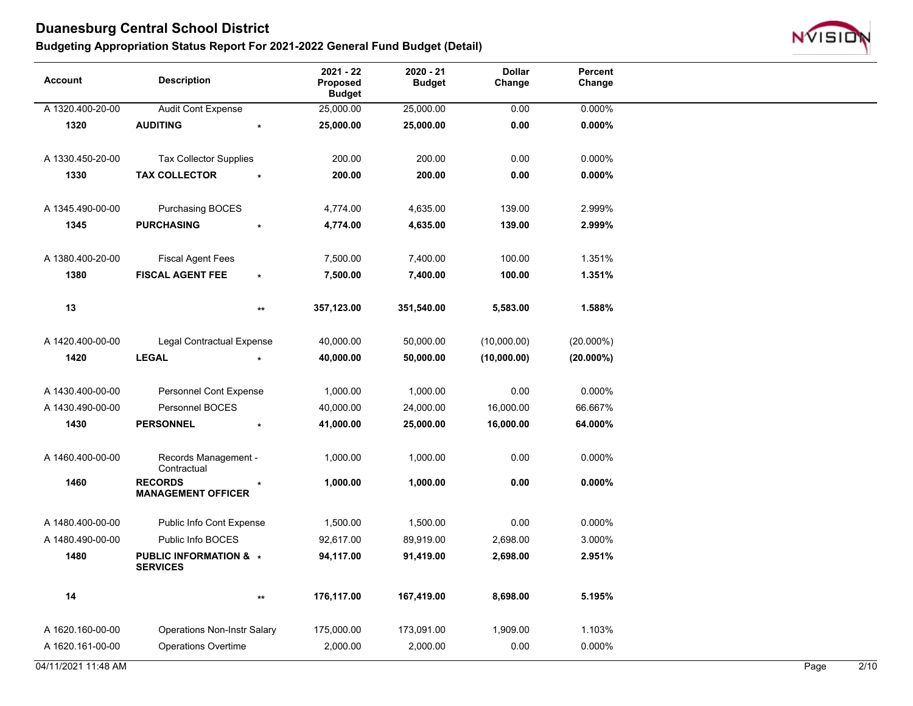# Duanesburg Central School District

## Budgeting Appropriation Status Report For 2021-2022 General Fund Budget (Detail)

| Account | Description | | 2021 - 22 Proposed Budget | 2020 - 21 Budget | Dollar Change | Percent Change |
|---|---|---|---|---|---|---|
| A 1320.400-20-00 | Audit Cont Expense | | 25,000.00 | 25,000.00 | 0.00 | 0.000% |
| **1320** | **AUDITING** | * | **25,000.00** | **25,000.00** | **0.00** | **0.000%** |
| A 1330.450-20-00 | Tax Collector Supplies | | 200.00 | 200.00 | 0.00 | 0.000% |
| **1330** | **TAX COLLECTOR** | * | **200.00** | **200.00** | **0.00** | **0.000%** |
| A 1345.490-00-00 | Purchasing BOCES | | 4,774.00 | 4,635.00 | 139.00 | 2.999% |
| **1345** | **PURCHASING** | * | **4,774.00** | **4,635.00** | **139.00** | **2.999%** |
| A 1380.400-20-00 | Fiscal Agent Fees | | 7,500.00 | 7,400.00 | 100.00 | 1.351% |
| **1380** | **FISCAL AGENT FEE** | * | **7,500.00** | **7,400.00** | **100.00** | **1.351%** |
| **13** | | ** | **357,123.00** | **351,540.00** | **5,583.00** | **1.588%** |
| A 1420.400-00-00 | Legal Contractual Expense | | 40,000.00 | 50,000.00 | (10,000.00) | (20.000%) |
| **1420** | **LEGAL** | * | **40,000.00** | **50,000.00** | **(10,000.00)** | **(20.000%)** |
| A 1430.400-00-00 | Personnel Cont Expense | | 1,000.00 | 1,000.00 | 0.00 | 0.000% |
| A 1430.490-00-00 | Personnel BOCES | | 40,000.00 | 24,000.00 | 16,000.00 | 66.667% |
| **1430** | **PERSONNEL** | * | **41,000.00** | **25,000.00** | **16,000.00** | **64.000%** |
| A 1460.400-00-00 | Records Management - Contractual | | 1,000.00 | 1,000.00 | 0.00 | 0.000% |
| **1460** | **RECORDS MANAGEMENT OFFICER** | * | **1,000.00** | **1,000.00** | **0.00** | **0.000%** |
| A 1480.400-00-00 | Public Info Cont Expense | | 1,500.00 | 1,500.00 | 0.00 | 0.000% |
| A 1480.490-00-00 | Public Info BOCES | | 92,617.00 | 89,919.00 | 2,698.00 | 3.000% |
| **1480** | **PUBLIC INFORMATION & SERVICES** | * | **94,117.00** | **91,419.00** | **2,698.00** | **2.951%** |
| **14** | | ** | **176,117.00** | **167,419.00** | **8,698.00** | **5.195%** |
| A 1620.160-00-00 | Operations Non-Instr Salary | | 175,000.00 | 173,091.00 | 1,909.00 | 1.103% |
| A 1620.161-00-00 | Operations Overtime | | 2,000.00 | 2,000.00 | 0.00 | 0.000% |

04/11/2021 11:48 AM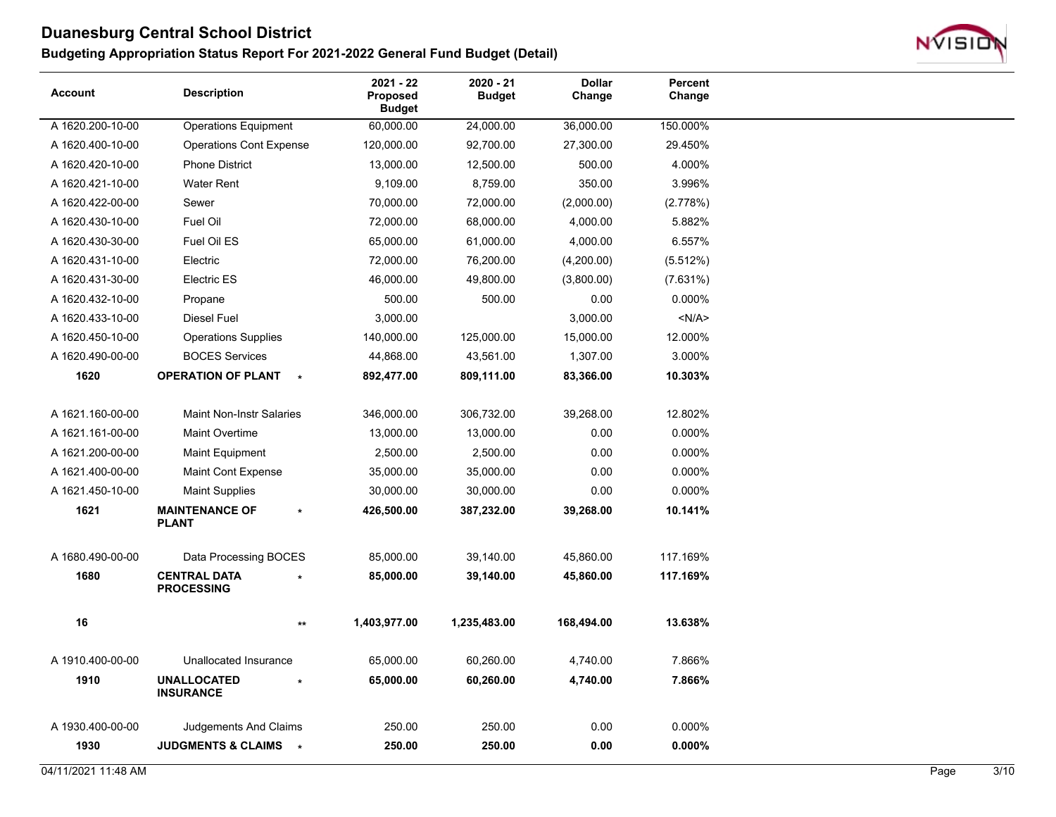# Duanesburg Central School District

## Budgeting Appropriation Status Report For 2021-2022 General Fund Budget (Detail)

| Account | Description | | 2021 - 22 Proposed Budget | 2020 - 21 Budget | Dollar Change | Percent Change |
|---|---|---|---|---|---|---|
| A 1620.200-10-00 | Operations Equipment | | 60,000.00 | 24,000.00 | 36,000.00 | 150.000% |
| A 1620.400-10-00 | Operations Cont Expense | | 120,000.00 | 92,700.00 | 27,300.00 | 29.450% |
| A 1620.420-10-00 | Phone District | | 13,000.00 | 12,500.00 | 500.00 | 4.000% |
| A 1620.421-10-00 | Water Rent | | 9,109.00 | 8,759.00 | 350.00 | 3.996% |
| A 1620.422-00-00 | Sewer | | 70,000.00 | 72,000.00 | (2,000.00) | (2.778%) |
| A 1620.430-10-00 | Fuel Oil | | 72,000.00 | 68,000.00 | 4,000.00 | 5.882% |
| A 1620.430-30-00 | Fuel Oil ES | | 65,000.00 | 61,000.00 | 4,000.00 | 6.557% |
| A 1620.431-10-00 | Electric | | 72,000.00 | 76,200.00 | (4,200.00) | (5.512%) |
| A 1620.431-30-00 | Electric ES | | 46,000.00 | 49,800.00 | (3,800.00) | (7.631%) |
| A 1620.432-10-00 | Propane | | 500.00 | 500.00 | 0.00 | 0.000% |
| A 1620.433-10-00 | Diesel Fuel | | 3,000.00 | | 3,000.00 | <N/A> |
| A 1620.450-10-00 | Operations Supplies | | 140,000.00 | 125,000.00 | 15,000.00 | 12.000% |
| A 1620.490-00-00 | BOCES Services | | 44,868.00 | 43,561.00 | 1,307.00 | 3.000% |
| **1620** | **OPERATION OF PLANT** | * | **892,477.00** | **809,111.00** | **83,366.00** | **10.303%** |
| A 1621.160-00-00 | Maint Non-Instr Salaries | | 346,000.00 | 306,732.00 | 39,268.00 | 12.802% |
| A 1621.161-00-00 | Maint Overtime | | 13,000.00 | 13,000.00 | 0.00 | 0.000% |
| A 1621.200-00-00 | Maint Equipment | | 2,500.00 | 2,500.00 | 0.00 | 0.000% |
| A 1621.400-00-00 | Maint Cont Expense | | 35,000.00 | 35,000.00 | 0.00 | 0.000% |
| A 1621.450-10-00 | Maint Supplies | | 30,000.00 | 30,000.00 | 0.00 | 0.000% |
| **1621** | **MAINTENANCE OF PLANT** | * | **426,500.00** | **387,232.00** | **39,268.00** | **10.141%** |
| A 1680.490-00-00 | Data Processing BOCES | | 85,000.00 | 39,140.00 | 45,860.00 | 117.169% |
| **1680** | **CENTRAL DATA PROCESSING** | * | **85,000.00** | **39,140.00** | **45,860.00** | **117.169%** |
| **16** | | ** | **1,403,977.00** | **1,235,483.00** | **168,494.00** | **13.638%** |
| A 1910.400-00-00 | Unallocated Insurance | | 65,000.00 | 60,260.00 | 4,740.00 | 7.866% |
| **1910** | **UNALLOCATED INSURANCE** | * | **65,000.00** | **60,260.00** | **4,740.00** | **7.866%** |
| A 1930.400-00-00 | Judgements And Claims | | 250.00 | 250.00 | 0.00 | 0.000% |
| **1930** | **JUDGMENTS & CLAIMS** | * | **250.00** | **250.00** | **0.00** | **0.000%** |

04/11/2021 11:48 AM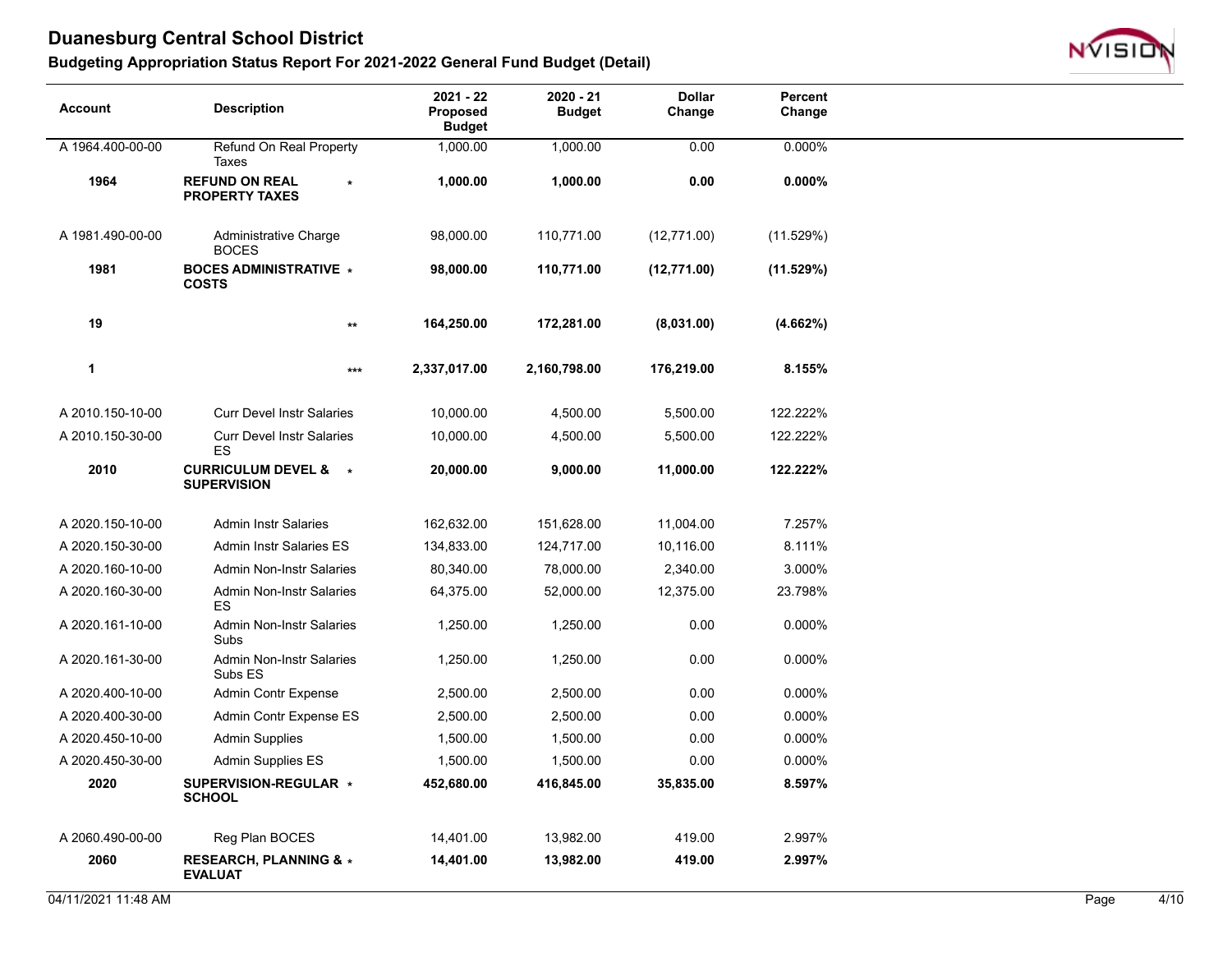# Duanesburg Central School District

## Budgeting Appropriation Status Report For 2021-2022 General Fund Budget (Detail)

| Account | Description | | 2021 - 22 Proposed Budget | 2020 - 21 Budget | Dollar Change | Percent Change |
|---|---|---|---|---|---|---|
| A 1964.400-00-00 | Refund On Real Property Taxes | | 1,000.00 | 1,000.00 | 0.00 | 0.000% |
| **1964** | **REFUND ON REAL PROPERTY TAXES** | * | **1,000.00** | **1,000.00** | **0.00** | **0.000%** |
| A 1981.490-00-00 | Administrative Charge BOCES | | 98,000.00 | 110,771.00 | (12,771.00) | (11.529%) |
| **1981** | **BOCES ADMINISTRATIVE COSTS** | * | **98,000.00** | **110,771.00** | **(12,771.00)** | **(11.529%)** |
| **19** | | ** | **164,250.00** | **172,281.00** | **(8,031.00)** | **(4.662%)** |
| **1** | | *** | **2,337,017.00** | **2,160,798.00** | **176,219.00** | **8.155%** |
| A 2010.150-10-00 | Curr Devel Instr Salaries | | 10,000.00 | 4,500.00 | 5,500.00 | 122.222% |
| A 2010.150-30-00 | Curr Devel Instr Salaries ES | | 10,000.00 | 4,500.00 | 5,500.00 | 122.222% |
| **2010** | **CURRICULUM DEVEL & SUPERVISION** | * | **20,000.00** | **9,000.00** | **11,000.00** | **122.222%** |
| A 2020.150-10-00 | Admin Instr Salaries | | 162,632.00 | 151,628.00 | 11,004.00 | 7.257% |
| A 2020.150-30-00 | Admin Instr Salaries ES | | 134,833.00 | 124,717.00 | 10,116.00 | 8.111% |
| A 2020.160-10-00 | Admin Non-Instr Salaries | | 80,340.00 | 78,000.00 | 2,340.00 | 3.000% |
| A 2020.160-30-00 | Admin Non-Instr Salaries ES | | 64,375.00 | 52,000.00 | 12,375.00 | 23.798% |
| A 2020.161-10-00 | Admin Non-Instr Salaries Subs | | 1,250.00 | 1,250.00 | 0.00 | 0.000% |
| A 2020.161-30-00 | Admin Non-Instr Salaries Subs ES | | 1,250.00 | 1,250.00 | 0.00 | 0.000% |
| A 2020.400-10-00 | Admin Contr Expense | | 2,500.00 | 2,500.00 | 0.00 | 0.000% |
| A 2020.400-30-00 | Admin Contr Expense ES | | 2,500.00 | 2,500.00 | 0.00 | 0.000% |
| A 2020.450-10-00 | Admin Supplies | | 1,500.00 | 1,500.00 | 0.00 | 0.000% |
| A 2020.450-30-00 | Admin Supplies ES | | 1,500.00 | 1,500.00 | 0.00 | 0.000% |
| **2020** | **SUPERVISION-REGULAR SCHOOL** | * | **452,680.00** | **416,845.00** | **35,835.00** | **8.597%** |
| A 2060.490-00-00 | Reg Plan BOCES | | 14,401.00 | 13,982.00 | 419.00 | 2.997% |
| **2060** | **RESEARCH, PLANNING & EVALUAT** | * | **14,401.00** | **13,982.00** | **419.00** | **2.997%** |

04/11/2021 11:48 AM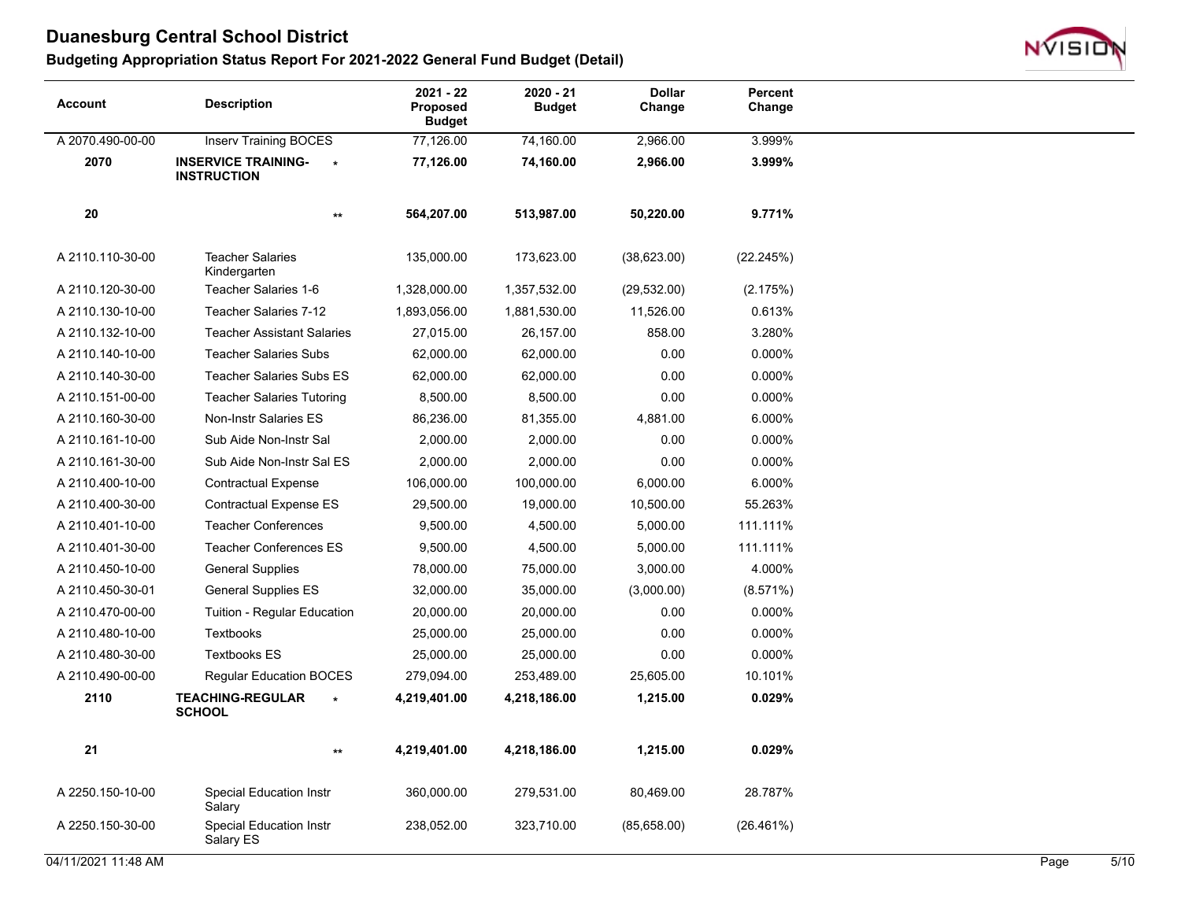# Duanesburg Central School District

## Budgeting Appropriation Status Report For 2021-2022 General Fund Budget (Detail)

| Account | Description | | 2021 - 22 Proposed Budget | 2020 - 21 Budget | Dollar Change | Percent Change |
|---|---|---|---|---|---|---|
| A 2070.490-00-00 | Inserv Training BOCES | | 77,126.00 | 74,160.00 | 2,966.00 | 3.999% |
| **2070** | **INSERVICE TRAINING-INSTRUCTION** | * | **77,126.00** | **74,160.00** | **2,966.00** | **3.999%** |
| **20** | | ** | **564,207.00** | **513,987.00** | **50,220.00** | **9.771%** |
| A 2110.110-30-00 | Teacher Salaries Kindergarten | | 135,000.00 | 173,623.00 | (38,623.00) | (22.245%) |
| A 2110.120-30-00 | Teacher Salaries 1-6 | | 1,328,000.00 | 1,357,532.00 | (29,532.00) | (2.175%) |
| A 2110.130-10-00 | Teacher Salaries 7-12 | | 1,893,056.00 | 1,881,530.00 | 11,526.00 | 0.613% |
| A 2110.132-10-00 | Teacher Assistant Salaries | | 27,015.00 | 26,157.00 | 858.00 | 3.280% |
| A 2110.140-10-00 | Teacher Salaries Subs | | 62,000.00 | 62,000.00 | 0.00 | 0.000% |
| A 2110.140-30-00 | Teacher Salaries Subs ES | | 62,000.00 | 62,000.00 | 0.00 | 0.000% |
| A 2110.151-00-00 | Teacher Salaries Tutoring | | 8,500.00 | 8,500.00 | 0.00 | 0.000% |
| A 2110.160-30-00 | Non-Instr Salaries ES | | 86,236.00 | 81,355.00 | 4,881.00 | 6.000% |
| A 2110.161-10-00 | Sub Aide Non-Instr Sal | | 2,000.00 | 2,000.00 | 0.00 | 0.000% |
| A 2110.161-30-00 | Sub Aide Non-Instr Sal ES | | 2,000.00 | 2,000.00 | 0.00 | 0.000% |
| A 2110.400-10-00 | Contractual Expense | | 106,000.00 | 100,000.00 | 6,000.00 | 6.000% |
| A 2110.400-30-00 | Contractual Expense ES | | 29,500.00 | 19,000.00 | 10,500.00 | 55.263% |
| A 2110.401-10-00 | Teacher Conferences | | 9,500.00 | 4,500.00 | 5,000.00 | 111.111% |
| A 2110.401-30-00 | Teacher Conferences ES | | 9,500.00 | 4,500.00 | 5,000.00 | 111.111% |
| A 2110.450-10-00 | General Supplies | | 78,000.00 | 75,000.00 | 3,000.00 | 4.000% |
| A 2110.450-30-01 | General Supplies ES | | 32,000.00 | 35,000.00 | (3,000.00) | (8.571%) |
| A 2110.470-00-00 | Tuition - Regular Education | | 20,000.00 | 20,000.00 | 0.00 | 0.000% |
| A 2110.480-10-00 | Textbooks | | 25,000.00 | 25,000.00 | 0.00 | 0.000% |
| A 2110.480-30-00 | Textbooks ES | | 25,000.00 | 25,000.00 | 0.00 | 0.000% |
| A 2110.490-00-00 | Regular Education BOCES | | 279,094.00 | 253,489.00 | 25,605.00 | 10.101% |
| **2110** | **TEACHING-REGULAR SCHOOL** | * | **4,219,401.00** | **4,218,186.00** | **1,215.00** | **0.029%** |
| **21** | | ** | **4,219,401.00** | **4,218,186.00** | **1,215.00** | **0.029%** |
| A 2250.150-10-00 | Special Education Instr Salary | | 360,000.00 | 279,531.00 | 80,469.00 | 28.787% |
| A 2250.150-30-00 | Special Education Instr Salary ES | | 238,052.00 | 323,710.00 | (85,658.00) | (26.461%) |

04/11/2021 11:48 AM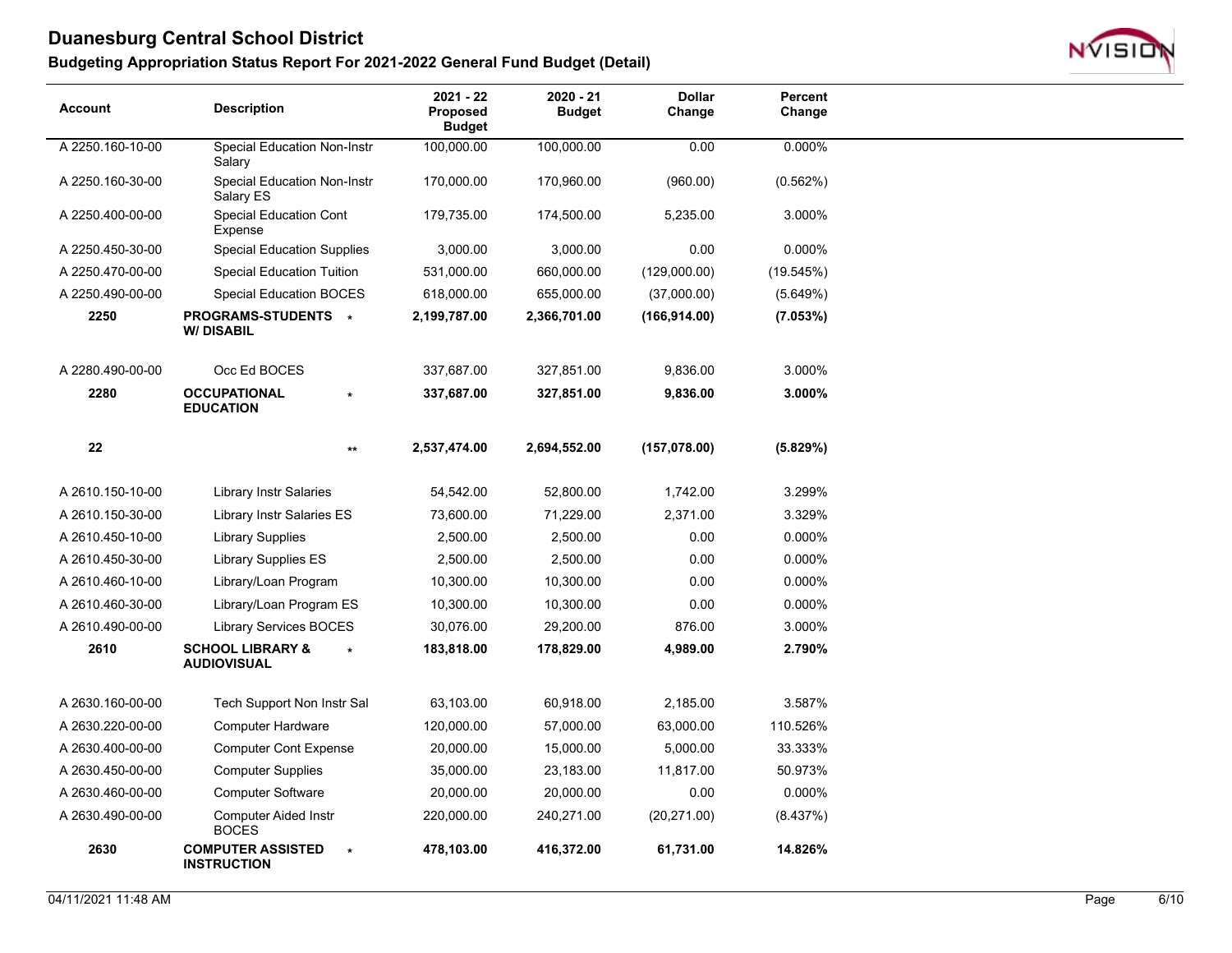# Duanesburg Central School District

## Budgeting Appropriation Status Report For 2021-2022 General Fund Budget (Detail)

| Account | Description | | 2021 - 22 Proposed Budget | 2020 - 21 Budget | Dollar Change | Percent Change |
|---|---|---|---|---|---|---|
| A 2250.160-10-00 | Special Education Non-Instr Salary | | 100,000.00 | 100,000.00 | 0.00 | 0.000% |
| A 2250.160-30-00 | Special Education Non-Instr Salary ES | | 170,000.00 | 170,960.00 | (960.00) | (0.562%) |
| A 2250.400-00-00 | Special Education Cont Expense | | 179,735.00 | 174,500.00 | 5,235.00 | 3.000% |
| A 2250.450-30-00 | Special Education Supplies | | 3,000.00 | 3,000.00 | 0.00 | 0.000% |
| A 2250.470-00-00 | Special Education Tuition | | 531,000.00 | 660,000.00 | (129,000.00) | (19.545%) |
| A 2250.490-00-00 | Special Education BOCES | | 618,000.00 | 655,000.00 | (37,000.00) | (5.649%) |
| **2250** | **PROGRAMS-STUDENTS W/ DISABIL** | * | **2,199,787.00** | **2,366,701.00** | **(166,914.00)** | **(7.053%)** |
| A 2280.490-00-00 | Occ Ed BOCES | | 337,687.00 | 327,851.00 | 9,836.00 | 3.000% |
| **2280** | **OCCUPATIONAL EDUCATION** | * | **337,687.00** | **327,851.00** | **9,836.00** | **3.000%** |
| **22** | | ** | **2,537,474.00** | **2,694,552.00** | **(157,078.00)** | **(5.829%)** |
| A 2610.150-10-00 | Library Instr Salaries | | 54,542.00 | 52,800.00 | 1,742.00 | 3.299% |
| A 2610.150-30-00 | Library Instr Salaries ES | | 73,600.00 | 71,229.00 | 2,371.00 | 3.329% |
| A 2610.450-10-00 | Library Supplies | | 2,500.00 | 2,500.00 | 0.00 | 0.000% |
| A 2610.450-30-00 | Library Supplies ES | | 2,500.00 | 2,500.00 | 0.00 | 0.000% |
| A 2610.460-10-00 | Library/Loan Program | | 10,300.00 | 10,300.00 | 0.00 | 0.000% |
| A 2610.460-30-00 | Library/Loan Program ES | | 10,300.00 | 10,300.00 | 0.00 | 0.000% |
| A 2610.490-00-00 | Library Services BOCES | | 30,076.00 | 29,200.00 | 876.00 | 3.000% |
| **2610** | **SCHOOL LIBRARY & AUDIOVISUAL** | * | **183,818.00** | **178,829.00** | **4,989.00** | **2.790%** |
| A 2630.160-00-00 | Tech Support Non Instr Sal | | 63,103.00 | 60,918.00 | 2,185.00 | 3.587% |
| A 2630.220-00-00 | Computer Hardware | | 120,000.00 | 57,000.00 | 63,000.00 | 110.526% |
| A 2630.400-00-00 | Computer Cont Expense | | 20,000.00 | 15,000.00 | 5,000.00 | 33.333% |
| A 2630.450-00-00 | Computer Supplies | | 35,000.00 | 23,183.00 | 11,817.00 | 50.973% |
| A 2630.460-00-00 | Computer Software | | 20,000.00 | 20,000.00 | 0.00 | 0.000% |
| A 2630.490-00-00 | Computer Aided Instr BOCES | | 220,000.00 | 240,271.00 | (20,271.00) | (8.437%) |
| **2630** | **COMPUTER ASSISTED INSTRUCTION** | * | **478,103.00** | **416,372.00** | **61,731.00** | **14.826%** |

04/11/2021 11:48 AM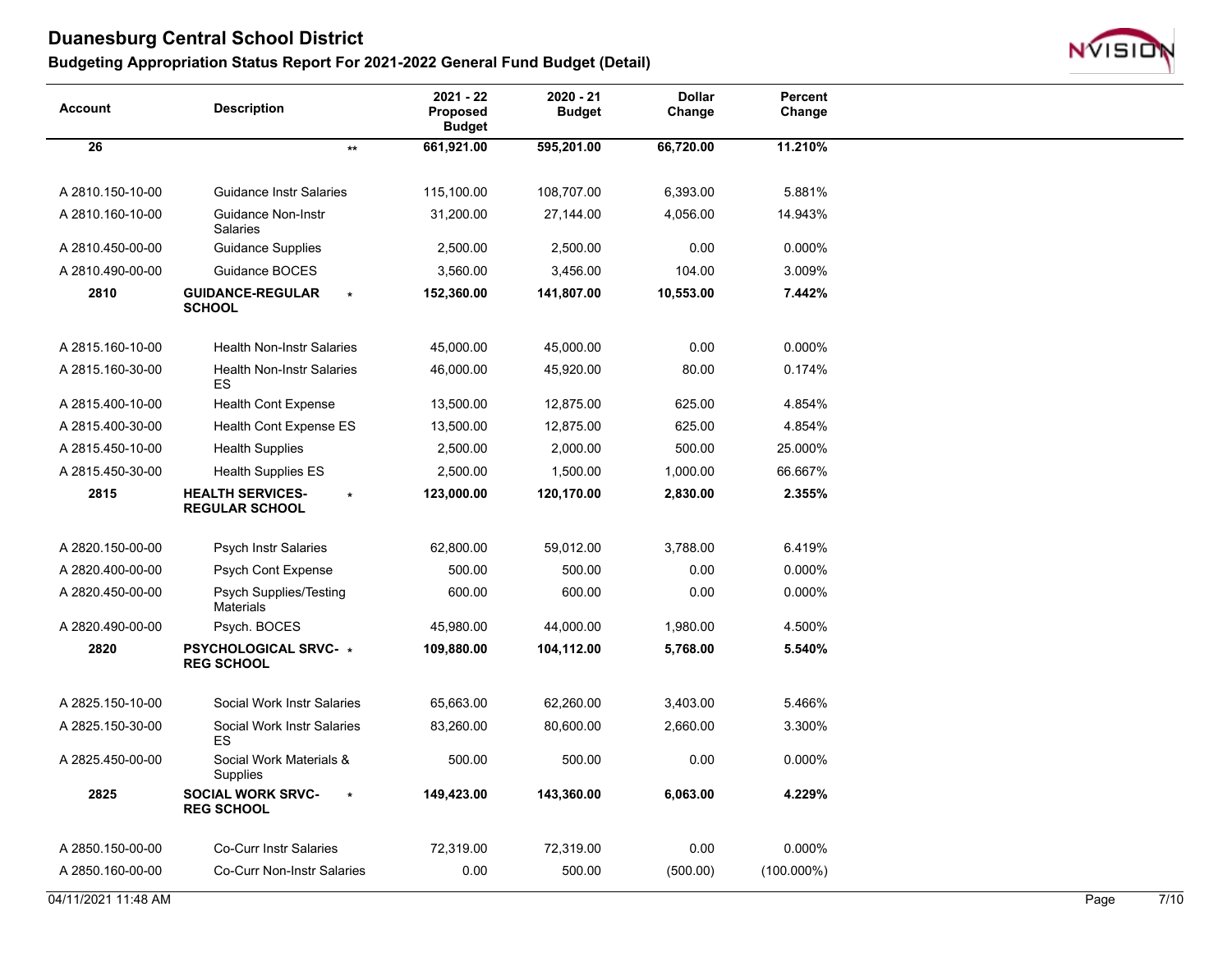# Duanesburg Central School District

## Budgeting Appropriation Status Report For 2021-2022 General Fund Budget (Detail)

| Account | Description | 2021 - 22 Proposed Budget | 2020 - 21 Budget | Dollar Change | Percent Change |
|---|---|---|---|---|---|
| **26** | ** | **661,921.00** | **595,201.00** | **66,720.00** | **11.210%** |
| A 2810.150-10-00 | Guidance Instr Salaries | 115,100.00 | 108,707.00 | 6,393.00 | 5.881% |
| A 2810.160-10-00 | Guidance Non-Instr Salaries | 31,200.00 | 27,144.00 | 4,056.00 | 14.943% |
| A 2810.450-00-00 | Guidance Supplies | 2,500.00 | 2,500.00 | 0.00 | 0.000% |
| A 2810.490-00-00 | Guidance BOCES | 3,560.00 | 3,456.00 | 104.00 | 3.009% |
| **2810** | **GUIDANCE-REGULAR SCHOOL** * | **152,360.00** | **141,807.00** | **10,553.00** | **7.442%** |
| A 2815.160-10-00 | Health Non-Instr Salaries | 45,000.00 | 45,000.00 | 0.00 | 0.000% |
| A 2815.160-30-00 | Health Non-Instr Salaries ES | 46,000.00 | 45,920.00 | 80.00 | 0.174% |
| A 2815.400-10-00 | Health Cont Expense | 13,500.00 | 12,875.00 | 625.00 | 4.854% |
| A 2815.400-30-00 | Health Cont Expense ES | 13,500.00 | 12,875.00 | 625.00 | 4.854% |
| A 2815.450-10-00 | Health Supplies | 2,500.00 | 2,000.00 | 500.00 | 25.000% |
| A 2815.450-30-00 | Health Supplies ES | 2,500.00 | 1,500.00 | 1,000.00 | 66.667% |
| **2815** | **HEALTH SERVICES-REGULAR SCHOOL** * | **123,000.00** | **120,170.00** | **2,830.00** | **2.355%** |
| A 2820.150-00-00 | Psych Instr Salaries | 62,800.00 | 59,012.00 | 3,788.00 | 6.419% |
| A 2820.400-00-00 | Psych Cont Expense | 500.00 | 500.00 | 0.00 | 0.000% |
| A 2820.450-00-00 | Psych Supplies/Testing Materials | 600.00 | 600.00 | 0.00 | 0.000% |
| A 2820.490-00-00 | Psych. BOCES | 45,980.00 | 44,000.00 | 1,980.00 | 4.500% |
| **2820** | **PSYCHOLOGICAL SRVC-REG SCHOOL** * | **109,880.00** | **104,112.00** | **5,768.00** | **5.540%** |
| A 2825.150-10-00 | Social Work Instr Salaries | 65,663.00 | 62,260.00 | 3,403.00 | 5.466% |
| A 2825.150-30-00 | Social Work Instr Salaries ES | 83,260.00 | 80,600.00 | 2,660.00 | 3.300% |
| A 2825.450-00-00 | Social Work Materials & Supplies | 500.00 | 500.00 | 0.00 | 0.000% |
| **2825** | **SOCIAL WORK SRVC-REG SCHOOL** * | **149,423.00** | **143,360.00** | **6,063.00** | **4.229%** |
| A 2850.150-00-00 | Co-Curr Instr Salaries | 72,319.00 | 72,319.00 | 0.00 | 0.000% |
| A 2850.160-00-00 | Co-Curr Non-Instr Salaries | 0.00 | 500.00 | (500.00) | (100.000%) |

04/11/2021 11:48 AM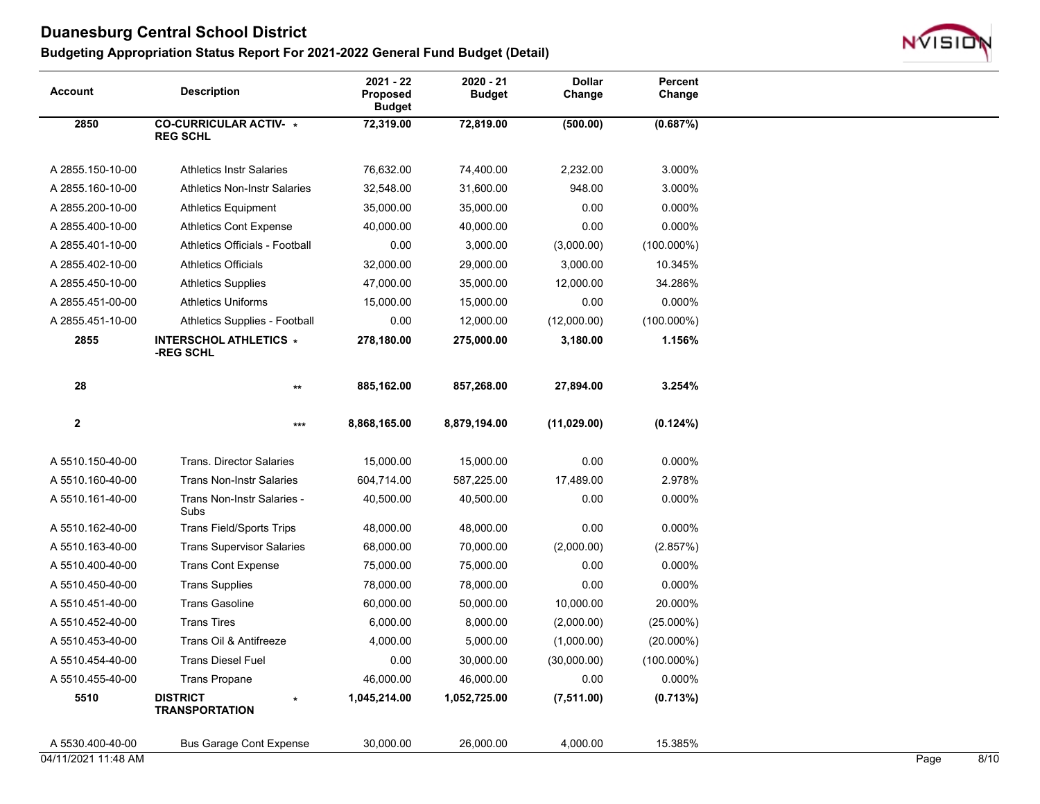# Duanesburg Central School District

## Budgeting Appropriation Status Report For 2021-2022 General Fund Budget (Detail)

| Account | Description | 2021 - 22 Proposed Budget | 2020 - 21 Budget | Dollar Change | Percent Change |
|---|---|---|---|---|---|
| **2850** | **CO-CURRICULAR ACTIV- REG SCHL** * | **72,319.00** | **72,819.00** | **(500.00)** | **(0.687%)** |
| A 2855.150-10-00 | Athletics Instr Salaries | 76,632.00 | 74,400.00 | 2,232.00 | 3.000% |
| A 2855.160-10-00 | Athletics Non-Instr Salaries | 32,548.00 | 31,600.00 | 948.00 | 3.000% |
| A 2855.200-10-00 | Athletics Equipment | 35,000.00 | 35,000.00 | 0.00 | 0.000% |
| A 2855.400-10-00 | Athletics Cont Expense | 40,000.00 | 40,000.00 | 0.00 | 0.000% |
| A 2855.401-10-00 | Athletics Officials - Football | 0.00 | 3,000.00 | (3,000.00) | (100.000%) |
| A 2855.402-10-00 | Athletics Officials | 32,000.00 | 29,000.00 | 3,000.00 | 10.345% |
| A 2855.450-10-00 | Athletics Supplies | 47,000.00 | 35,000.00 | 12,000.00 | 34.286% |
| A 2855.451-00-00 | Athletics Uniforms | 15,000.00 | 15,000.00 | 0.00 | 0.000% |
| A 2855.451-10-00 | Athletics Supplies - Football | 0.00 | 12,000.00 | (12,000.00) | (100.000%) |
| **2855** | **INTERSCHOL ATHLETICS -REG SCHL** * | **278,180.00** | **275,000.00** | **3,180.00** | **1.156%** |
| **28** | ** | **885,162.00** | **857,268.00** | **27,894.00** | **3.254%** |
| **2** | *** | **8,868,165.00** | **8,879,194.00** | **(11,029.00)** | **(0.124%)** |
| A 5510.150-40-00 | Trans. Director Salaries | 15,000.00 | 15,000.00 | 0.00 | 0.000% |
| A 5510.160-40-00 | Trans Non-Instr Salaries | 604,714.00 | 587,225.00 | 17,489.00 | 2.978% |
| A 5510.161-40-00 | Trans Non-Instr Salaries - Subs | 40,500.00 | 40,500.00 | 0.00 | 0.000% |
| A 5510.162-40-00 | Trans Field/Sports Trips | 48,000.00 | 48,000.00 | 0.00 | 0.000% |
| A 5510.163-40-00 | Trans Supervisor Salaries | 68,000.00 | 70,000.00 | (2,000.00) | (2.857%) |
| A 5510.400-40-00 | Trans Cont Expense | 75,000.00 | 75,000.00 | 0.00 | 0.000% |
| A 5510.450-40-00 | Trans Supplies | 78,000.00 | 78,000.00 | 0.00 | 0.000% |
| A 5510.451-40-00 | Trans Gasoline | 60,000.00 | 50,000.00 | 10,000.00 | 20.000% |
| A 5510.452-40-00 | Trans Tires | 6,000.00 | 8,000.00 | (2,000.00) | (25.000%) |
| A 5510.453-40-00 | Trans Oil & Antifreeze | 4,000.00 | 5,000.00 | (1,000.00) | (20.000%) |
| A 5510.454-40-00 | Trans Diesel Fuel | 0.00 | 30,000.00 | (30,000.00) | (100.000%) |
| A 5510.455-40-00 | Trans Propane | 46,000.00 | 46,000.00 | 0.00 | 0.000% |
| **5510** | **DISTRICT TRANSPORTATION** * | **1,045,214.00** | **1,052,725.00** | **(7,511.00)** | **(0.713%)** |
| A 5530.400-40-00 | Bus Garage Cont Expense | 30,000.00 | 26,000.00 | 4,000.00 | 15.385% |

04/11/2021 11:48 AM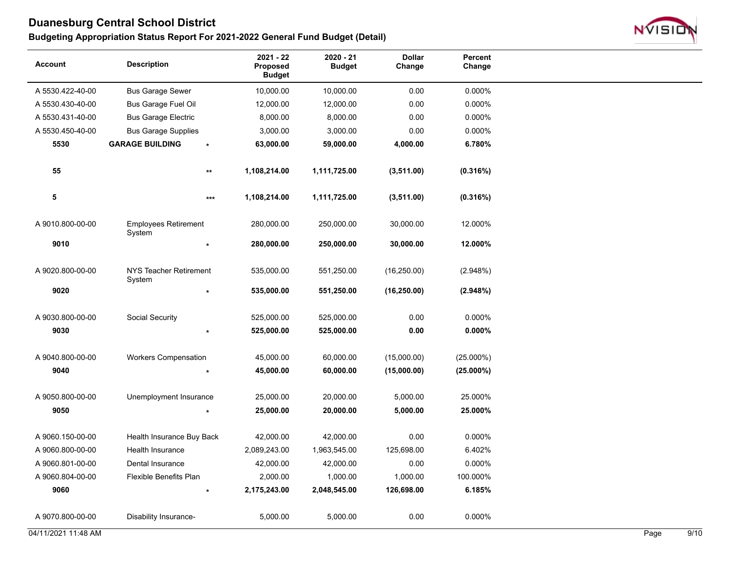# Duanesburg Central School District

## Budgeting Appropriation Status Report For 2021-2022 General Fund Budget (Detail)

| Account | Description | | 2021 - 22 Proposed Budget | 2020 - 21 Budget | Dollar Change | Percent Change |
|---|---|---|---|---|---|---|
| A 5530.422-40-00 | Bus Garage Sewer | | 10,000.00 | 10,000.00 | 0.00 | 0.000% |
| A 5530.430-40-00 | Bus Garage Fuel Oil | | 12,000.00 | 12,000.00 | 0.00 | 0.000% |
| A 5530.431-40-00 | Bus Garage Electric | | 8,000.00 | 8,000.00 | 0.00 | 0.000% |
| A 5530.450-40-00 | Bus Garage Supplies | | 3,000.00 | 3,000.00 | 0.00 | 0.000% |
| **5530** | **GARAGE BUILDING** | * | **63,000.00** | **59,000.00** | **4,000.00** | **6.780%** |
| **55** | | ** | **1,108,214.00** | **1,111,725.00** | **(3,511.00)** | **(0.316%)** |
| **5** | | *** | **1,108,214.00** | **1,111,725.00** | **(3,511.00)** | **(0.316%)** |
| A 9010.800-00-00 | Employees Retirement System | | 280,000.00 | 250,000.00 | 30,000.00 | 12.000% |
| **9010** | | * | **280,000.00** | **250,000.00** | **30,000.00** | **12.000%** |
| A 9020.800-00-00 | NYS Teacher Retirement System | | 535,000.00 | 551,250.00 | (16,250.00) | (2.948%) |
| **9020** | | * | **535,000.00** | **551,250.00** | **(16,250.00)** | **(2.948%)** |
| A 9030.800-00-00 | Social Security | | 525,000.00 | 525,000.00 | 0.00 | 0.000% |
| **9030** | | * | **525,000.00** | **525,000.00** | **0.00** | **0.000%** |
| A 9040.800-00-00 | Workers Compensation | | 45,000.00 | 60,000.00 | (15,000.00) | (25.000%) |
| **9040** | | * | **45,000.00** | **60,000.00** | **(15,000.00)** | **(25.000%)** |
| A 9050.800-00-00 | Unemployment Insurance | | 25,000.00 | 20,000.00 | 5,000.00 | 25.000% |
| **9050** | | * | **25,000.00** | **20,000.00** | **5,000.00** | **25.000%** |
| A 9060.150-00-00 | Health Insurance Buy Back | | 42,000.00 | 42,000.00 | 0.00 | 0.000% |
| A 9060.800-00-00 | Health Insurance | | 2,089,243.00 | 1,963,545.00 | 125,698.00 | 6.402% |
| A 9060.801-00-00 | Dental Insurance | | 42,000.00 | 42,000.00 | 0.00 | 0.000% |
| A 9060.804-00-00 | Flexible Benefits Plan | | 2,000.00 | 1,000.00 | 1,000.00 | 100.000% |
| **9060** | | * | **2,175,243.00** | **2,048,545.00** | **126,698.00** | **6.185%** |
| A 9070.800-00-00 | Disability Insurance- | | 5,000.00 | 5,000.00 | 0.00 | 0.000% |

04/11/2021 11:48 AM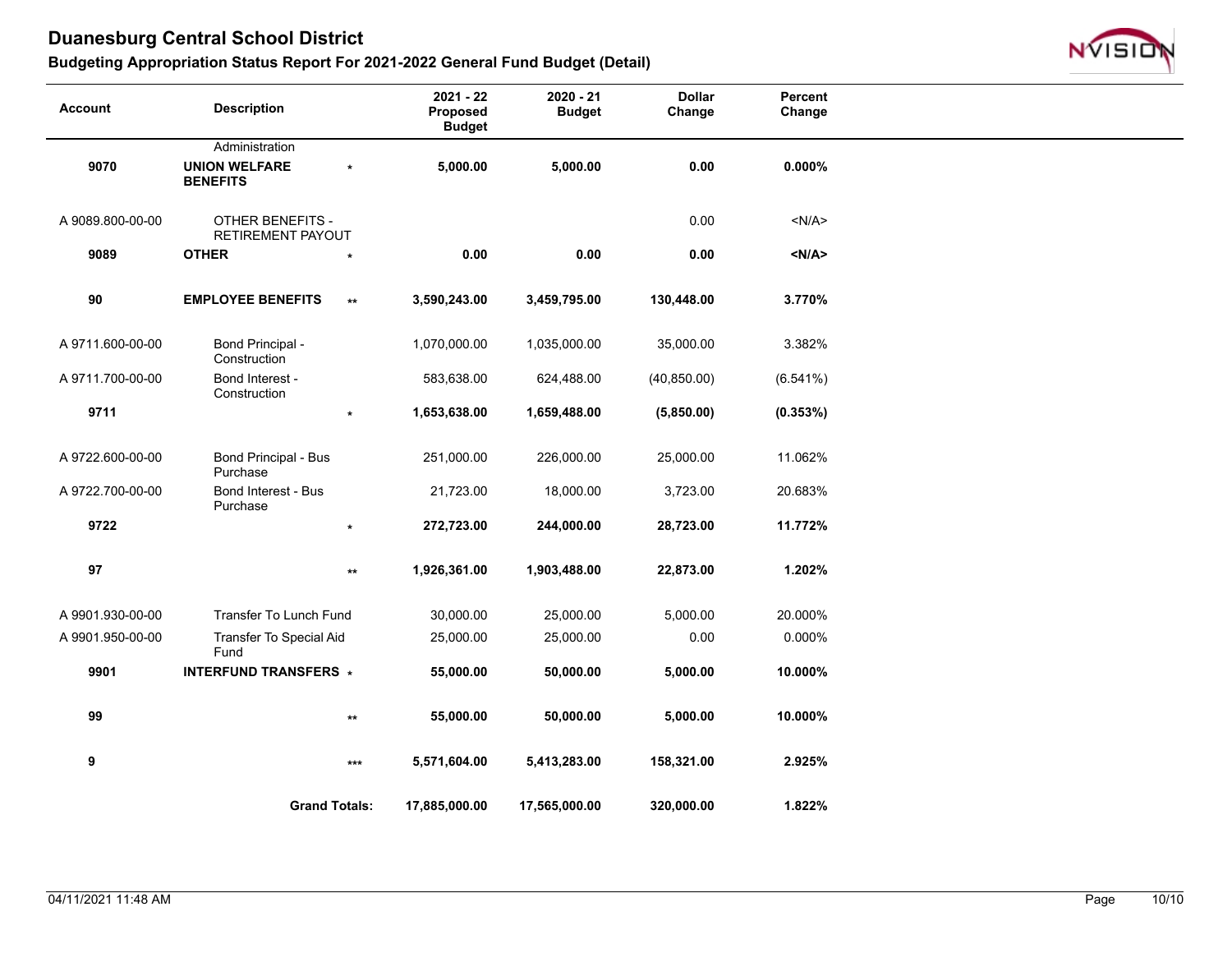# Duanesburg Central School District

## Budgeting Appropriation Status Report For 2021-2022 General Fund Budget (Detail)

| Account | Description | | 2021 - 22 Proposed Budget | 2020 - 21 Budget | Dollar Change | Percent Change |
|---|---|---|---|---|---|---|
| | Administration | | | | | |
| **9070** | **UNION WELFARE BENEFITS** | * | **5,000.00** | **5,000.00** | **0.00** | **0.000%** |
| A 9089.800-00-00 | OTHER BENEFITS - RETIREMENT PAYOUT | | | | 0.00 | <N/A> |
| **9089** | **OTHER** | * | **0.00** | **0.00** | **0.00** | **<N/A>** |
| **90** | **EMPLOYEE BENEFITS** | ** | **3,590,243.00** | **3,459,795.00** | **130,448.00** | **3.770%** |
| A 9711.600-00-00 | Bond Principal - Construction | | 1,070,000.00 | 1,035,000.00 | 35,000.00 | 3.382% |
| A 9711.700-00-00 | Bond Interest - Construction | | 583,638.00 | 624,488.00 | (40,850.00) | (6.541%) |
| **9711** | | * | **1,653,638.00** | **1,659,488.00** | **(5,850.00)** | **(0.353%)** |
| A 9722.600-00-00 | Bond Principal - Bus Purchase | | 251,000.00 | 226,000.00 | 25,000.00 | 11.062% |
| A 9722.700-00-00 | Bond Interest - Bus Purchase | | 21,723.00 | 18,000.00 | 3,723.00 | 20.683% |
| **9722** | | * | **272,723.00** | **244,000.00** | **28,723.00** | **11.772%** |
| **97** | | ** | **1,926,361.00** | **1,903,488.00** | **22,873.00** | **1.202%** |
| A 9901.930-00-00 | Transfer To Lunch Fund | | 30,000.00 | 25,000.00 | 5,000.00 | 20.000% |
| A 9901.950-00-00 | Transfer To Special Aid Fund | | 25,000.00 | 25,000.00 | 0.00 | 0.000% |
| **9901** | **INTERFUND TRANSFERS** | * | **55,000.00** | **50,000.00** | **5,000.00** | **10.000%** |
| **99** | | ** | **55,000.00** | **50,000.00** | **5,000.00** | **10.000%** |
| **9** | | *** | **5,571,604.00** | **5,413,283.00** | **158,321.00** | **2.925%** |
| | **Grand Totals:** | | **17,885,000.00** | **17,565,000.00** | **320,000.00** | **1.822%** |

04/11/2021 11:48 AM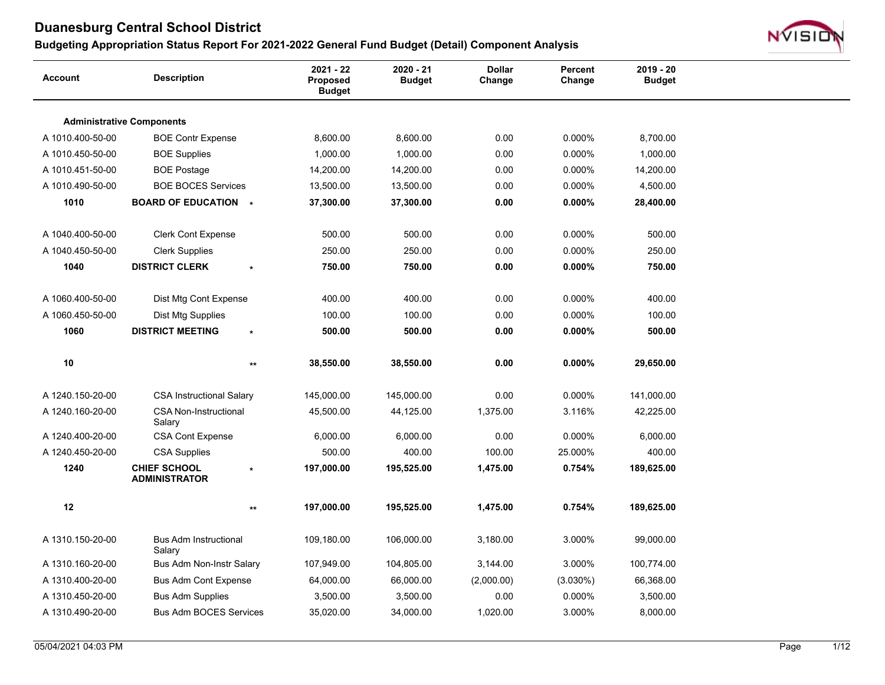# Duanesburg Central School District

## Budgeting Appropriation Status Report For 2021-2022 General Fund Budget (Detail) Component Analysis

| Account | Description | | 2021 - 22 Proposed Budget | 2020 - 21 Budget | Dollar Change | Percent Change | 2019 - 20 Budget |
|---|---|---|---|---|---|---|---|
| **Administrative Components** | | | | | | | |
| A 1010.400-50-00 | BOE Contr Expense | | 8,600.00 | 8,600.00 | 0.00 | 0.000% | 8,700.00 |
| A 1010.450-50-00 | BOE Supplies | | 1,000.00 | 1,000.00 | 0.00 | 0.000% | 1,000.00 |
| A 1010.451-50-00 | BOE Postage | | 14,200.00 | 14,200.00 | 0.00 | 0.000% | 14,200.00 |
| A 1010.490-50-00 | BOE BOCES Services | | 13,500.00 | 13,500.00 | 0.00 | 0.000% | 4,500.00 |
| **1010** | **BOARD OF EDUCATION** | * | **37,300.00** | **37,300.00** | **0.00** | **0.000%** | **28,400.00** |
| A 1040.400-50-00 | Clerk Cont Expense | | 500.00 | 500.00 | 0.00 | 0.000% | 500.00 |
| A 1040.450-50-00 | Clerk Supplies | | 250.00 | 250.00 | 0.00 | 0.000% | 250.00 |
| **1040** | **DISTRICT CLERK** | * | **750.00** | **750.00** | **0.00** | **0.000%** | **750.00** |
| A 1060.400-50-00 | Dist Mtg Cont Expense | | 400.00 | 400.00 | 0.00 | 0.000% | 400.00 |
| A 1060.450-50-00 | Dist Mtg Supplies | | 100.00 | 100.00 | 0.00 | 0.000% | 100.00 |
| **1060** | **DISTRICT MEETING** | * | **500.00** | **500.00** | **0.00** | **0.000%** | **500.00** |
| **10** | | ** | **38,550.00** | **38,550.00** | **0.00** | **0.000%** | **29,650.00** |
| A 1240.150-20-00 | CSA Instructional Salary | | 145,000.00 | 145,000.00 | 0.00 | 0.000% | 141,000.00 |
| A 1240.160-20-00 | CSA Non-Instructional Salary | | 45,500.00 | 44,125.00 | 1,375.00 | 3.116% | 42,225.00 |
| A 1240.400-20-00 | CSA Cont Expense | | 6,000.00 | 6,000.00 | 0.00 | 0.000% | 6,000.00 |
| A 1240.450-20-00 | CSA Supplies | | 500.00 | 400.00 | 100.00 | 25.000% | 400.00 |
| **1240** | **CHIEF SCHOOL ADMINISTRATOR** | * | **197,000.00** | **195,525.00** | **1,475.00** | **0.754%** | **189,625.00** |
| **12** | | ** | **197,000.00** | **195,525.00** | **1,475.00** | **0.754%** | **189,625.00** |
| A 1310.150-20-00 | Bus Adm Instructional Salary | | 109,180.00 | 106,000.00 | 3,180.00 | 3.000% | 99,000.00 |
| A 1310.160-20-00 | Bus Adm Non-Instr Salary | | 107,949.00 | 104,805.00 | 3,144.00 | 3.000% | 100,774.00 |
| A 1310.400-20-00 | Bus Adm Cont Expense | | 64,000.00 | 66,000.00 | (2,000.00) | (3.030%) | 66,368.00 |
| A 1310.450-20-00 | Bus Adm Supplies | | 3,500.00 | 3,500.00 | 0.00 | 0.000% | 3,500.00 |
| A 1310.490-20-00 | Bus Adm BOCES Services | | 35,020.00 | 34,000.00 | 1,020.00 | 3.000% | 8,000.00 |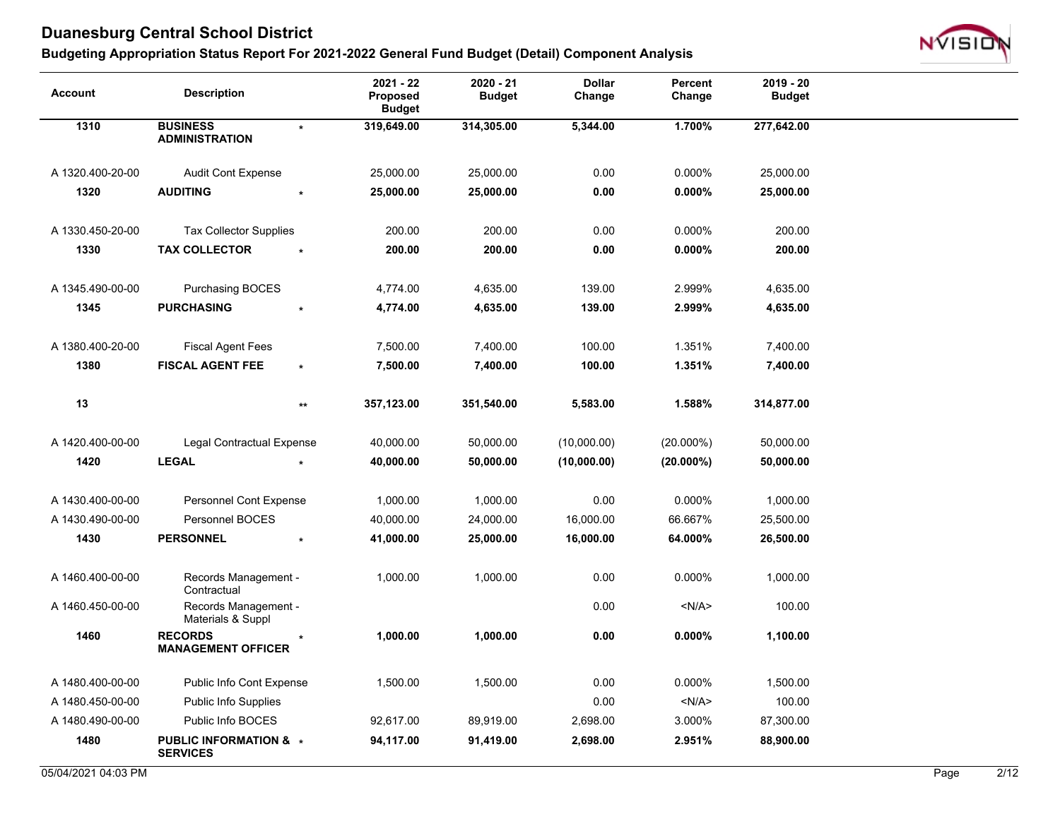# Duanesburg Central School District

## Budgeting Appropriation Status Report For 2021-2022 General Fund Budget (Detail) Component Analysis

| Account | Description | | 2021 - 22 Proposed Budget | 2020 - 21 Budget | Dollar Change | Percent Change | 2019 - 20 Budget |
|---|---|---|---|---|---|---|---|
| **1310** | **BUSINESS ADMINISTRATION** | * | **319,649.00** | **314,305.00** | **5,344.00** | **1.700%** | **277,642.00** |
| A 1320.400-20-00 | Audit Cont Expense | | 25,000.00 | 25,000.00 | 0.00 | 0.000% | 25,000.00 |
| **1320** | **AUDITING** | * | **25,000.00** | **25,000.00** | **0.00** | **0.000%** | **25,000.00** |
| A 1330.450-20-00 | Tax Collector Supplies | | 200.00 | 200.00 | 0.00 | 0.000% | 200.00 |
| **1330** | **TAX COLLECTOR** | * | **200.00** | **200.00** | **0.00** | **0.000%** | **200.00** |
| A 1345.490-00-00 | Purchasing BOCES | | 4,774.00 | 4,635.00 | 139.00 | 2.999% | 4,635.00 |
| **1345** | **PURCHASING** | * | **4,774.00** | **4,635.00** | **139.00** | **2.999%** | **4,635.00** |
| A 1380.400-20-00 | Fiscal Agent Fees | | 7,500.00 | 7,400.00 | 100.00 | 1.351% | 7,400.00 |
| **1380** | **FISCAL AGENT FEE** | * | **7,500.00** | **7,400.00** | **100.00** | **1.351%** | **7,400.00** |
| **13** | | ** | **357,123.00** | **351,540.00** | **5,583.00** | **1.588%** | **314,877.00** |
| A 1420.400-00-00 | Legal Contractual Expense | | 40,000.00 | 50,000.00 | (10,000.00) | (20.000%) | 50,000.00 |
| **1420** | **LEGAL** | * | **40,000.00** | **50,000.00** | **(10,000.00)** | **(20.000%)** | **50,000.00** |
| A 1430.400-00-00 | Personnel Cont Expense | | 1,000.00 | 1,000.00 | 0.00 | 0.000% | 1,000.00 |
| A 1430.490-00-00 | Personnel BOCES | | 40,000.00 | 24,000.00 | 16,000.00 | 66.667% | 25,500.00 |
| **1430** | **PERSONNEL** | * | **41,000.00** | **25,000.00** | **16,000.00** | **64.000%** | **26,500.00** |
| A 1460.400-00-00 | Records Management - Contractual | | 1,000.00 | 1,000.00 | 0.00 | 0.000% | 1,000.00 |
| A 1460.450-00-00 | Records Management - Materials & Suppl | | | | 0.00 | <N/A> | 100.00 |
| **1460** | **RECORDS MANAGEMENT OFFICER** | * | **1,000.00** | **1,000.00** | **0.00** | **0.000%** | **1,100.00** |
| A 1480.400-00-00 | Public Info Cont Expense | | 1,500.00 | 1,500.00 | 0.00 | 0.000% | 1,500.00 |
| A 1480.450-00-00 | Public Info Supplies | | | | 0.00 | <N/A> | 100.00 |
| A 1480.490-00-00 | Public Info BOCES | | 92,617.00 | 89,919.00 | 2,698.00 | 3.000% | 87,300.00 |
| **1480** | **PUBLIC INFORMATION & SERVICES** | * | **94,117.00** | **91,419.00** | **2,698.00** | **2.951%** | **88,900.00** |

05/04/2021 04:03 PM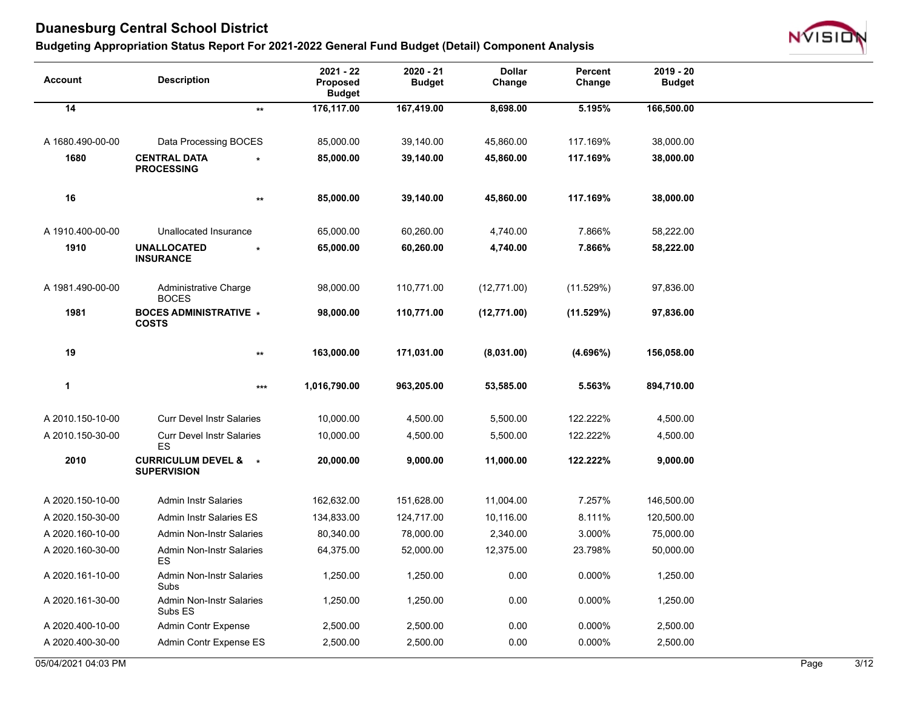# Duanesburg Central School District

## Budgeting Appropriation Status Report For 2021-2022 General Fund Budget (Detail) Component Analysis

| Account | Description | | 2021 - 22 Proposed Budget | 2020 - 21 Budget | Dollar Change | Percent Change | 2019 - 20 Budget |
|---|---|---|---|---|---|---|---|
| **14** | | ** | **176,117.00** | **167,419.00** | **8,698.00** | **5.195%** | **166,500.00** |
| A 1680.490-00-00 | Data Processing BOCES | | 85,000.00 | 39,140.00 | 45,860.00 | 117.169% | 38,000.00 |
| **1680** | **CENTRAL DATA PROCESSING** | * | **85,000.00** | **39,140.00** | **45,860.00** | **117.169%** | **38,000.00** |
| **16** | | ** | **85,000.00** | **39,140.00** | **45,860.00** | **117.169%** | **38,000.00** |
| A 1910.400-00-00 | Unallocated Insurance | | 65,000.00 | 60,260.00 | 4,740.00 | 7.866% | 58,222.00 |
| **1910** | **UNALLOCATED INSURANCE** | * | **65,000.00** | **60,260.00** | **4,740.00** | **7.866%** | **58,222.00** |
| A 1981.490-00-00 | Administrative Charge BOCES | | 98,000.00 | 110,771.00 | (12,771.00) | (11.529%) | 97,836.00 |
| **1981** | **BOCES ADMINISTRATIVE COSTS** | * | **98,000.00** | **110,771.00** | **(12,771.00)** | **(11.529%)** | **97,836.00** |
| **19** | | ** | **163,000.00** | **171,031.00** | **(8,031.00)** | **(4.696%)** | **156,058.00** |
| **1** | | *** | **1,016,790.00** | **963,205.00** | **53,585.00** | **5.563%** | **894,710.00** |
| A 2010.150-10-00 | Curr Devel Instr Salaries | | 10,000.00 | 4,500.00 | 5,500.00 | 122.222% | 4,500.00 |
| A 2010.150-30-00 | Curr Devel Instr Salaries ES | | 10,000.00 | 4,500.00 | 5,500.00 | 122.222% | 4,500.00 |
| **2010** | **CURRICULUM DEVEL & SUPERVISION** | * | **20,000.00** | **9,000.00** | **11,000.00** | **122.222%** | **9,000.00** |
| A 2020.150-10-00 | Admin Instr Salaries | | 162,632.00 | 151,628.00 | 11,004.00 | 7.257% | 146,500.00 |
| A 2020.150-30-00 | Admin Instr Salaries ES | | 134,833.00 | 124,717.00 | 10,116.00 | 8.111% | 120,500.00 |
| A 2020.160-10-00 | Admin Non-Instr Salaries | | 80,340.00 | 78,000.00 | 2,340.00 | 3.000% | 75,000.00 |
| A 2020.160-30-00 | Admin Non-Instr Salaries ES | | 64,375.00 | 52,000.00 | 12,375.00 | 23.798% | 50,000.00 |
| A 2020.161-10-00 | Admin Non-Instr Salaries Subs | | 1,250.00 | 1,250.00 | 0.00 | 0.000% | 1,250.00 |
| A 2020.161-30-00 | Admin Non-Instr Salaries Subs ES | | 1,250.00 | 1,250.00 | 0.00 | 0.000% | 1,250.00 |
| A 2020.400-10-00 | Admin Contr Expense | | 2,500.00 | 2,500.00 | 0.00 | 0.000% | 2,500.00 |
| A 2020.400-30-00 | Admin Contr Expense ES | | 2,500.00 | 2,500.00 | 0.00 | 0.000% | 2,500.00 |

05/04/2021 04:03 PM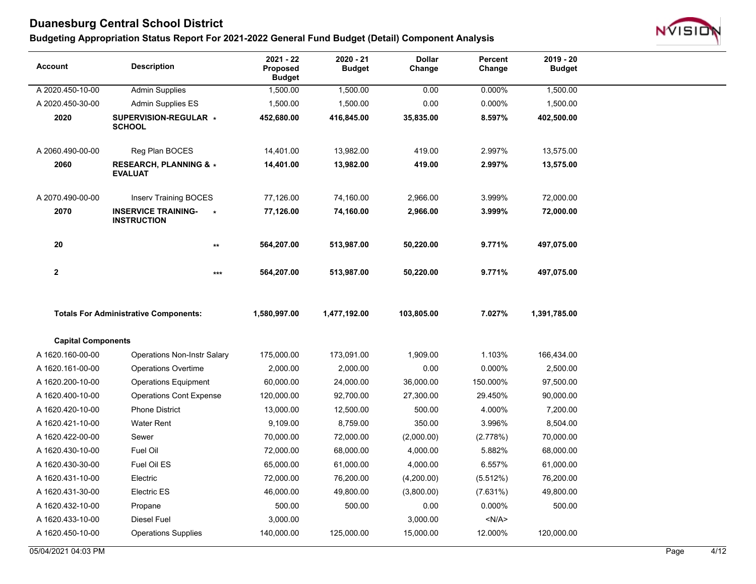# Duanesburg Central School District

## Budgeting Appropriation Status Report For 2021-2022 General Fund Budget (Detail) Component Analysis

| Account | Description | | 2021 - 22 Proposed Budget | 2020 - 21 Budget | Dollar Change | Percent Change | 2019 - 20 Budget |
|---|---|---|---|---|---|---|---|
| A 2020.450-10-00 | Admin Supplies | | 1,500.00 | 1,500.00 | 0.00 | 0.000% | 1,500.00 |
| A 2020.450-30-00 | Admin Supplies ES | | 1,500.00 | 1,500.00 | 0.00 | 0.000% | 1,500.00 |
| **2020** | **SUPERVISION-REGULAR SCHOOL** | * | **452,680.00** | **416,845.00** | **35,835.00** | **8.597%** | **402,500.00** |
| A 2060.490-00-00 | Reg Plan BOCES | | 14,401.00 | 13,982.00 | 419.00 | 2.997% | 13,575.00 |
| **2060** | **RESEARCH, PLANNING & EVALUAT** | * | **14,401.00** | **13,982.00** | **419.00** | **2.997%** | **13,575.00** |
| A 2070.490-00-00 | Inserv Training BOCES | | 77,126.00 | 74,160.00 | 2,966.00 | 3.999% | 72,000.00 |
| **2070** | **INSERVICE TRAINING-INSTRUCTION** | * | **77,126.00** | **74,160.00** | **2,966.00** | **3.999%** | **72,000.00** |
| **20** | | ** | **564,207.00** | **513,987.00** | **50,220.00** | **9.771%** | **497,075.00** |
| **2** | | *** | **564,207.00** | **513,987.00** | **50,220.00** | **9.771%** | **497,075.00** |
| **Totals For Administrative Components:** | | | **1,580,997.00** | **1,477,192.00** | **103,805.00** | **7.027%** | **1,391,785.00** |
| **Capital Components** | | | | | | | |
| A 1620.160-00-00 | Operations Non-Instr Salary | | 175,000.00 | 173,091.00 | 1,909.00 | 1.103% | 166,434.00 |
| A 1620.161-00-00 | Operations Overtime | | 2,000.00 | 2,000.00 | 0.00 | 0.000% | 2,500.00 |
| A 1620.200-10-00 | Operations Equipment | | 60,000.00 | 24,000.00 | 36,000.00 | 150.000% | 97,500.00 |
| A 1620.400-10-00 | Operations Cont Expense | | 120,000.00 | 92,700.00 | 27,300.00 | 29.450% | 90,000.00 |
| A 1620.420-10-00 | Phone District | | 13,000.00 | 12,500.00 | 500.00 | 4.000% | 7,200.00 |
| A 1620.421-10-00 | Water Rent | | 9,109.00 | 8,759.00 | 350.00 | 3.996% | 8,504.00 |
| A 1620.422-00-00 | Sewer | | 70,000.00 | 72,000.00 | (2,000.00) | (2.778%) | 70,000.00 |
| A 1620.430-10-00 | Fuel Oil | | 72,000.00 | 68,000.00 | 4,000.00 | 5.882% | 68,000.00 |
| A 1620.430-30-00 | Fuel Oil ES | | 65,000.00 | 61,000.00 | 4,000.00 | 6.557% | 61,000.00 |
| A 1620.431-10-00 | Electric | | 72,000.00 | 76,200.00 | (4,200.00) | (5.512%) | 76,200.00 |
| A 1620.431-30-00 | Electric ES | | 46,000.00 | 49,800.00 | (3,800.00) | (7.631%) | 49,800.00 |
| A 1620.432-10-00 | Propane | | 500.00 | 500.00 | 0.00 | 0.000% | 500.00 |
| A 1620.433-10-00 | Diesel Fuel | | 3,000.00 | | 3,000.00 | <N/A> | |
| A 1620.450-10-00 | Operations Supplies | | 140,000.00 | 125,000.00 | 15,000.00 | 12.000% | 120,000.00 |

05/04/2021 04:03 PM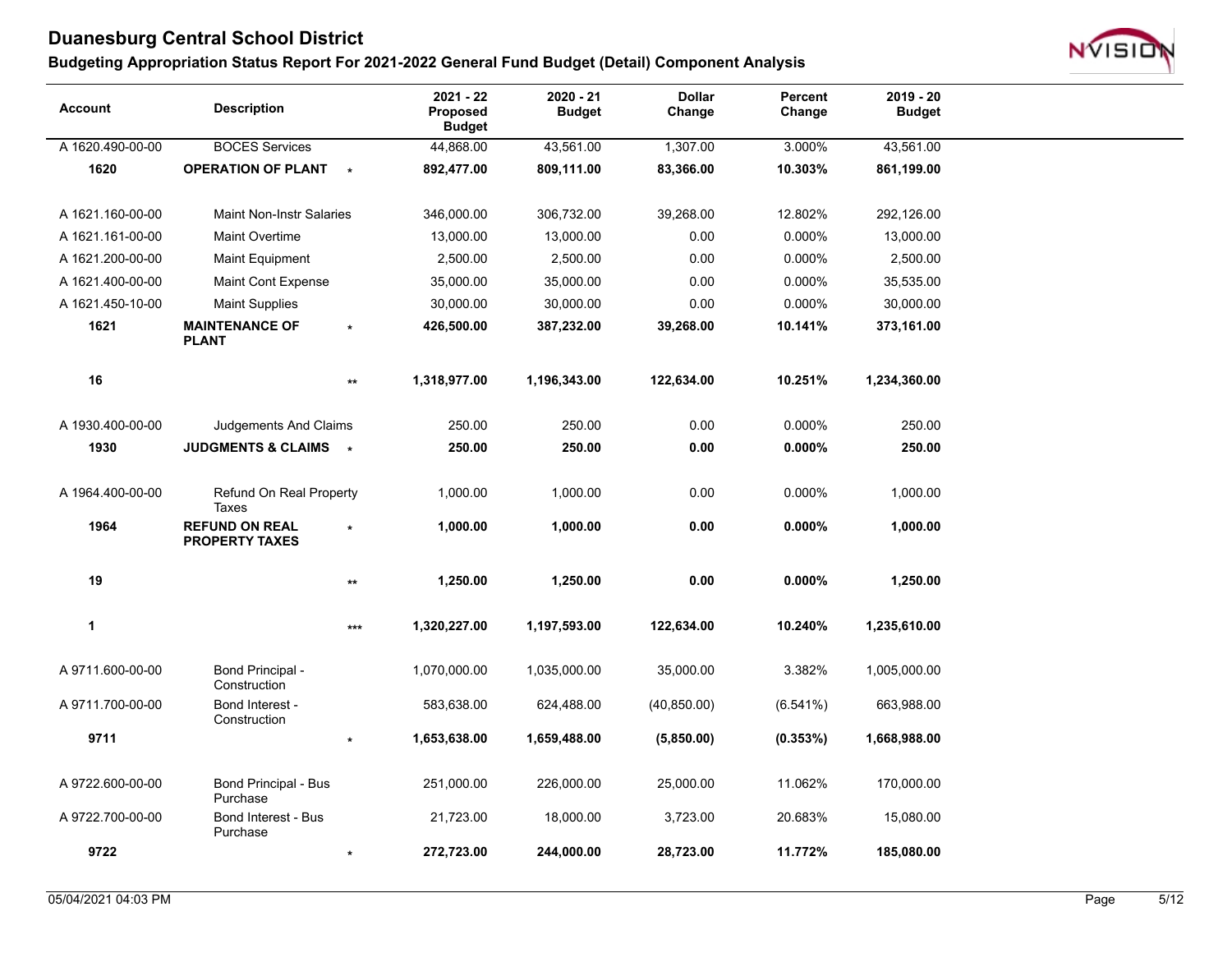# Duanesburg Central School District

## Budgeting Appropriation Status Report For 2021-2022 General Fund Budget (Detail) Component Analysis

| Account | Description | | 2021 - 22 Proposed Budget | 2020 - 21 Budget | Dollar Change | Percent Change | 2019 - 20 Budget |
|---|---|---|---|---|---|---|---|
| A 1620.490-00-00 | BOCES Services | | 44,868.00 | 43,561.00 | 1,307.00 | 3.000% | 43,561.00 |
| **1620** | **OPERATION OF PLANT** | * | **892,477.00** | **809,111.00** | **83,366.00** | **10.303%** | **861,199.00** |
| A 1621.160-00-00 | Maint Non-Instr Salaries | | 346,000.00 | 306,732.00 | 39,268.00 | 12.802% | 292,126.00 |
| A 1621.161-00-00 | Maint Overtime | | 13,000.00 | 13,000.00 | 0.00 | 0.000% | 13,000.00 |
| A 1621.200-00-00 | Maint Equipment | | 2,500.00 | 2,500.00 | 0.00 | 0.000% | 2,500.00 |
| A 1621.400-00-00 | Maint Cont Expense | | 35,000.00 | 35,000.00 | 0.00 | 0.000% | 35,535.00 |
| A 1621.450-10-00 | Maint Supplies | | 30,000.00 | 30,000.00 | 0.00 | 0.000% | 30,000.00 |
| **1621** | **MAINTENANCE OF PLANT** | * | **426,500.00** | **387,232.00** | **39,268.00** | **10.141%** | **373,161.00** |
| **16** | | ** | **1,318,977.00** | **1,196,343.00** | **122,634.00** | **10.251%** | **1,234,360.00** |
| A 1930.400-00-00 | Judgements And Claims | | 250.00 | 250.00 | 0.00 | 0.000% | 250.00 |
| **1930** | **JUDGMENTS & CLAIMS** | * | **250.00** | **250.00** | **0.00** | **0.000%** | **250.00** |
| A 1964.400-00-00 | Refund On Real Property Taxes | | 1,000.00 | 1,000.00 | 0.00 | 0.000% | 1,000.00 |
| **1964** | **REFUND ON REAL PROPERTY TAXES** | * | **1,000.00** | **1,000.00** | **0.00** | **0.000%** | **1,000.00** |
| **19** | | ** | **1,250.00** | **1,250.00** | **0.00** | **0.000%** | **1,250.00** |
| **1** | | *** | **1,320,227.00** | **1,197,593.00** | **122,634.00** | **10.240%** | **1,235,610.00** |
| A 9711.600-00-00 | Bond Principal - Construction | | 1,070,000.00 | 1,035,000.00 | 35,000.00 | 3.382% | 1,005,000.00 |
| A 9711.700-00-00 | Bond Interest - Construction | | 583,638.00 | 624,488.00 | (40,850.00) | (6.541%) | 663,988.00 |
| **9711** | | * | **1,653,638.00** | **1,659,488.00** | **(5,850.00)** | **(0.353%)** | **1,668,988.00** |
| A 9722.600-00-00 | Bond Principal - Bus Purchase | | 251,000.00 | 226,000.00 | 25,000.00 | 11.062% | 170,000.00 |
| A 9722.700-00-00 | Bond Interest - Bus Purchase | | 21,723.00 | 18,000.00 | 3,723.00 | 20.683% | 15,080.00 |
| **9722** | | * | **272,723.00** | **244,000.00** | **28,723.00** | **11.772%** | **185,080.00** |

05/04/2021 04:03 PM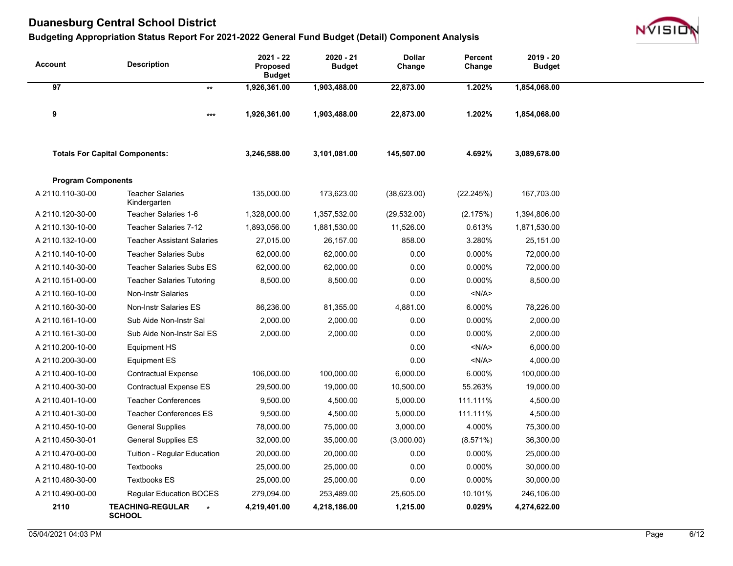# Duanesburg Central School District

## Budgeting Appropriation Status Report For 2021-2022 General Fund Budget (Detail) Component Analysis

| Account | Description | | 2021 - 22 Proposed Budget | 2020 - 21 Budget | Dollar Change | Percent Change | 2019 - 20 Budget |
|---|---|---|---|---|---|---|---|
| **97** | | ** | **1,926,361.00** | **1,903,488.00** | **22,873.00** | **1.202%** | **1,854,068.00** |
| **9** | | *** | **1,926,361.00** | **1,903,488.00** | **22,873.00** | **1.202%** | **1,854,068.00** |
| **Totals For Capital Components:** | | | **3,246,588.00** | **3,101,081.00** | **145,507.00** | **4.692%** | **3,089,678.00** |
| **Program Components** | | | | | | | |
| A 2110.110-30-00 | Teacher Salaries Kindergarten | | 135,000.00 | 173,623.00 | (38,623.00) | (22.245%) | 167,703.00 |
| A 2110.120-30-00 | Teacher Salaries 1-6 | | 1,328,000.00 | 1,357,532.00 | (29,532.00) | (2.175%) | 1,394,806.00 |
| A 2110.130-10-00 | Teacher Salaries 7-12 | | 1,893,056.00 | 1,881,530.00 | 11,526.00 | 0.613% | 1,871,530.00 |
| A 2110.132-10-00 | Teacher Assistant Salaries | | 27,015.00 | 26,157.00 | 858.00 | 3.280% | 25,151.00 |
| A 2110.140-10-00 | Teacher Salaries Subs | | 62,000.00 | 62,000.00 | 0.00 | 0.000% | 72,000.00 |
| A 2110.140-30-00 | Teacher Salaries Subs ES | | 62,000.00 | 62,000.00 | 0.00 | 0.000% | 72,000.00 |
| A 2110.151-00-00 | Teacher Salaries Tutoring | | 8,500.00 | 8,500.00 | 0.00 | 0.000% | 8,500.00 |
| A 2110.160-10-00 | Non-Instr Salaries | | | | 0.00 | <N/A> | |
| A 2110.160-30-00 | Non-Instr Salaries ES | | 86,236.00 | 81,355.00 | 4,881.00 | 6.000% | 78,226.00 |
| A 2110.161-10-00 | Sub Aide Non-Instr Sal | | 2,000.00 | 2,000.00 | 0.00 | 0.000% | 2,000.00 |
| A 2110.161-30-00 | Sub Aide Non-Instr Sal ES | | 2,000.00 | 2,000.00 | 0.00 | 0.000% | 2,000.00 |
| A 2110.200-10-00 | Equipment HS | | | | 0.00 | <N/A> | 6,000.00 |
| A 2110.200-30-00 | Equipment ES | | | | 0.00 | <N/A> | 4,000.00 |
| A 2110.400-10-00 | Contractual Expense | | 106,000.00 | 100,000.00 | 6,000.00 | 6.000% | 100,000.00 |
| A 2110.400-30-00 | Contractual Expense ES | | 29,500.00 | 19,000.00 | 10,500.00 | 55.263% | 19,000.00 |
| A 2110.401-10-00 | Teacher Conferences | | 9,500.00 | 4,500.00 | 5,000.00 | 111.111% | 4,500.00 |
| A 2110.401-30-00 | Teacher Conferences ES | | 9,500.00 | 4,500.00 | 5,000.00 | 111.111% | 4,500.00 |
| A 2110.450-10-00 | General Supplies | | 78,000.00 | 75,000.00 | 3,000.00 | 4.000% | 75,300.00 |
| A 2110.450-30-01 | General Supplies ES | | 32,000.00 | 35,000.00 | (3,000.00) | (8.571%) | 36,300.00 |
| A 2110.470-00-00 | Tuition - Regular Education | | 20,000.00 | 20,000.00 | 0.00 | 0.000% | 25,000.00 |
| A 2110.480-10-00 | Textbooks | | 25,000.00 | 25,000.00 | 0.00 | 0.000% | 30,000.00 |
| A 2110.480-30-00 | Textbooks ES | | 25,000.00 | 25,000.00 | 0.00 | 0.000% | 30,000.00 |
| A 2110.490-00-00 | Regular Education BOCES | | 279,094.00 | 253,489.00 | 25,605.00 | 10.101% | 246,106.00 |
| **2110** | **TEACHING-REGULAR SCHOOL** | * | **4,219,401.00** | **4,218,186.00** | **1,215.00** | **0.029%** | **4,274,622.00** |

05/04/2021 04:03 PM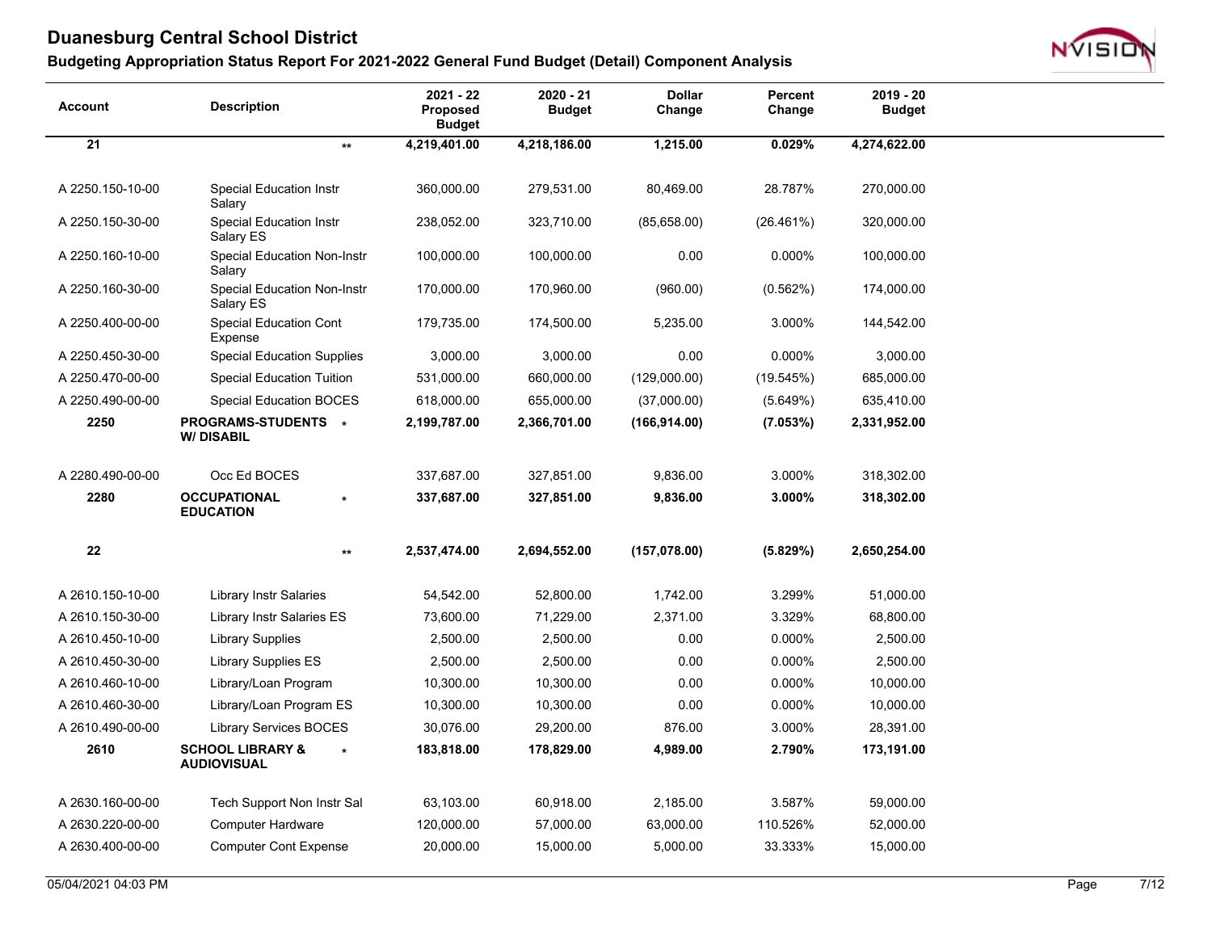# Duanesburg Central School District

## Budgeting Appropriation Status Report For 2021-2022 General Fund Budget (Detail) Component Analysis

| Account | Description | | 2021 - 22 Proposed Budget | 2020 - 21 Budget | Dollar Change | Percent Change | 2019 - 20 Budget |
|---|---|---|---|---|---|---|---|
| **21** | | ** | **4,219,401.00** | **4,218,186.00** | **1,215.00** | **0.029%** | **4,274,622.00** |
| A 2250.150-10-00 | Special Education Instr Salary | | 360,000.00 | 279,531.00 | 80,469.00 | 28.787% | 270,000.00 |
| A 2250.150-30-00 | Special Education Instr Salary ES | | 238,052.00 | 323,710.00 | (85,658.00) | (26.461%) | 320,000.00 |
| A 2250.160-10-00 | Special Education Non-Instr Salary | | 100,000.00 | 100,000.00 | 0.00 | 0.000% | 100,000.00 |
| A 2250.160-30-00 | Special Education Non-Instr Salary ES | | 170,000.00 | 170,960.00 | (960.00) | (0.562%) | 174,000.00 |
| A 2250.400-00-00 | Special Education Cont Expense | | 179,735.00 | 174,500.00 | 5,235.00 | 3.000% | 144,542.00 |
| A 2250.450-30-00 | Special Education Supplies | | 3,000.00 | 3,000.00 | 0.00 | 0.000% | 3,000.00 |
| A 2250.470-00-00 | Special Education Tuition | | 531,000.00 | 660,000.00 | (129,000.00) | (19.545%) | 685,000.00 |
| A 2250.490-00-00 | Special Education BOCES | | 618,000.00 | 655,000.00 | (37,000.00) | (5.649%) | 635,410.00 |
| **2250** | **PROGRAMS-STUDENTS W/ DISABIL** | * | **2,199,787.00** | **2,366,701.00** | **(166,914.00)** | **(7.053%)** | **2,331,952.00** |
| A 2280.490-00-00 | Occ Ed BOCES | | 337,687.00 | 327,851.00 | 9,836.00 | 3.000% | 318,302.00 |
| **2280** | **OCCUPATIONAL EDUCATION** | * | **337,687.00** | **327,851.00** | **9,836.00** | **3.000%** | **318,302.00** |
| **22** | | ** | **2,537,474.00** | **2,694,552.00** | **(157,078.00)** | **(5.829%)** | **2,650,254.00** |
| A 2610.150-10-00 | Library Instr Salaries | | 54,542.00 | 52,800.00 | 1,742.00 | 3.299% | 51,000.00 |
| A 2610.150-30-00 | Library Instr Salaries ES | | 73,600.00 | 71,229.00 | 2,371.00 | 3.329% | 68,800.00 |
| A 2610.450-10-00 | Library Supplies | | 2,500.00 | 2,500.00 | 0.00 | 0.000% | 2,500.00 |
| A 2610.450-30-00 | Library Supplies ES | | 2,500.00 | 2,500.00 | 0.00 | 0.000% | 2,500.00 |
| A 2610.460-10-00 | Library/Loan Program | | 10,300.00 | 10,300.00 | 0.00 | 0.000% | 10,000.00 |
| A 2610.460-30-00 | Library/Loan Program ES | | 10,300.00 | 10,300.00 | 0.00 | 0.000% | 10,000.00 |
| A 2610.490-00-00 | Library Services BOCES | | 30,076.00 | 29,200.00 | 876.00 | 3.000% | 28,391.00 |
| **2610** | **SCHOOL LIBRARY & AUDIOVISUAL** | * | **183,818.00** | **178,829.00** | **4,989.00** | **2.790%** | **173,191.00** |
| A 2630.160-00-00 | Tech Support Non Instr Sal | | 63,103.00 | 60,918.00 | 2,185.00 | 3.587% | 59,000.00 |
| A 2630.220-00-00 | Computer Hardware | | 120,000.00 | 57,000.00 | 63,000.00 | 110.526% | 52,000.00 |
| A 2630.400-00-00 | Computer Cont Expense | | 20,000.00 | 15,000.00 | 5,000.00 | 33.333% | 15,000.00 |

05/04/2021 04:03 PM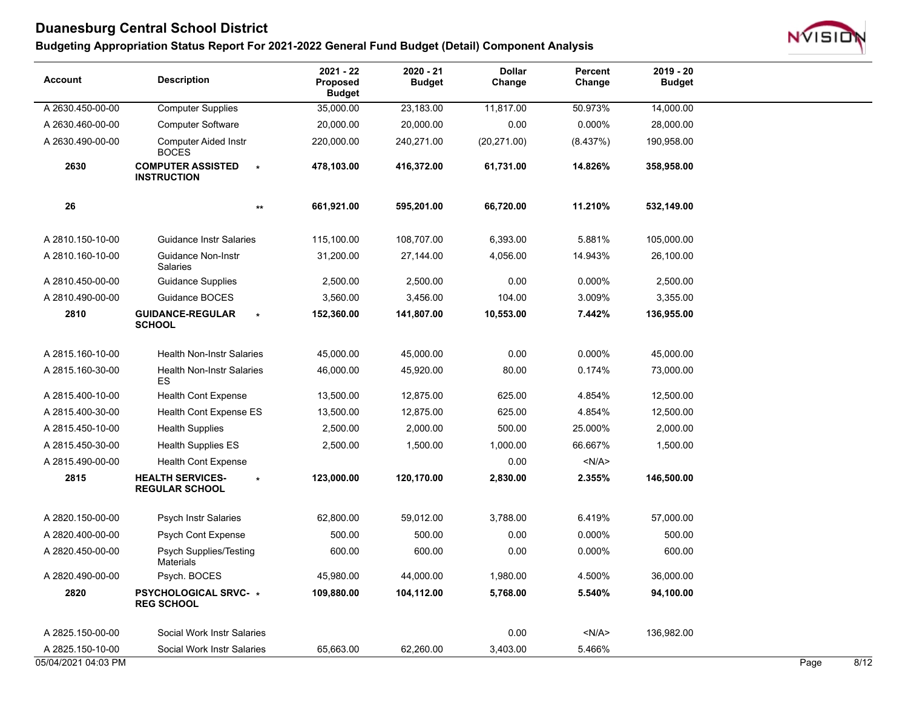# Duanesburg Central School District

## Budgeting Appropriation Status Report For 2021-2022 General Fund Budget (Detail) Component Analysis

| Account | Description | | 2021 - 22 Proposed Budget | 2020 - 21 Budget | Dollar Change | Percent Change | 2019 - 20 Budget |
|---|---|---|---|---|---|---|---|
| A 2630.450-00-00 | Computer Supplies | | 35,000.00 | 23,183.00 | 11,817.00 | 50.973% | 14,000.00 |
| A 2630.460-00-00 | Computer Software | | 20,000.00 | 20,000.00 | 0.00 | 0.000% | 28,000.00 |
| A 2630.490-00-00 | Computer Aided Instr BOCES | | 220,000.00 | 240,271.00 | (20,271.00) | (8.437%) | 190,958.00 |
| **2630** | **COMPUTER ASSISTED INSTRUCTION** | * | **478,103.00** | **416,372.00** | **61,731.00** | **14.826%** | **358,958.00** |
| **26** | | ** | **661,921.00** | **595,201.00** | **66,720.00** | **11.210%** | **532,149.00** |
| A 2810.150-10-00 | Guidance Instr Salaries | | 115,100.00 | 108,707.00 | 6,393.00 | 5.881% | 105,000.00 |
| A 2810.160-10-00 | Guidance Non-Instr Salaries | | 31,200.00 | 27,144.00 | 4,056.00 | 14.943% | 26,100.00 |
| A 2810.450-00-00 | Guidance Supplies | | 2,500.00 | 2,500.00 | 0.00 | 0.000% | 2,500.00 |
| A 2810.490-00-00 | Guidance BOCES | | 3,560.00 | 3,456.00 | 104.00 | 3.009% | 3,355.00 |
| **2810** | **GUIDANCE-REGULAR SCHOOL** | * | **152,360.00** | **141,807.00** | **10,553.00** | **7.442%** | **136,955.00** |
| A 2815.160-10-00 | Health Non-Instr Salaries | | 45,000.00 | 45,000.00 | 0.00 | 0.000% | 45,000.00 |
| A 2815.160-30-00 | Health Non-Instr Salaries ES | | 46,000.00 | 45,920.00 | 80.00 | 0.174% | 73,000.00 |
| A 2815.400-10-00 | Health Cont Expense | | 13,500.00 | 12,875.00 | 625.00 | 4.854% | 12,500.00 |
| A 2815.400-30-00 | Health Cont Expense ES | | 13,500.00 | 12,875.00 | 625.00 | 4.854% | 12,500.00 |
| A 2815.450-10-00 | Health Supplies | | 2,500.00 | 2,000.00 | 500.00 | 25.000% | 2,000.00 |
| A 2815.450-30-00 | Health Supplies ES | | 2,500.00 | 1,500.00 | 1,000.00 | 66.667% | 1,500.00 |
| A 2815.490-00-00 | Health Cont Expense | | | | 0.00 | <N/A> | |
| **2815** | **HEALTH SERVICES-REGULAR SCHOOL** | * | **123,000.00** | **120,170.00** | **2,830.00** | **2.355%** | **146,500.00** |
| A 2820.150-00-00 | Psych Instr Salaries | | 62,800.00 | 59,012.00 | 3,788.00 | 6.419% | 57,000.00 |
| A 2820.400-00-00 | Psych Cont Expense | | 500.00 | 500.00 | 0.00 | 0.000% | 500.00 |
| A 2820.450-00-00 | Psych Supplies/Testing Materials | | 600.00 | 600.00 | 0.00 | 0.000% | 600.00 |
| A 2820.490-00-00 | Psych. BOCES | | 45,980.00 | 44,000.00 | 1,980.00 | 4.500% | 36,000.00 |
| **2820** | **PSYCHOLOGICAL SRVC-REG SCHOOL** | * | **109,880.00** | **104,112.00** | **5,768.00** | **5.540%** | **94,100.00** |
| A 2825.150-00-00 | Social Work Instr Salaries | | | | 0.00 | <N/A> | 136,982.00 |
| A 2825.150-10-00 | Social Work Instr Salaries | | 65,663.00 | 62,260.00 | 3,403.00 | 5.466% | |

05/04/2021 04:03 PM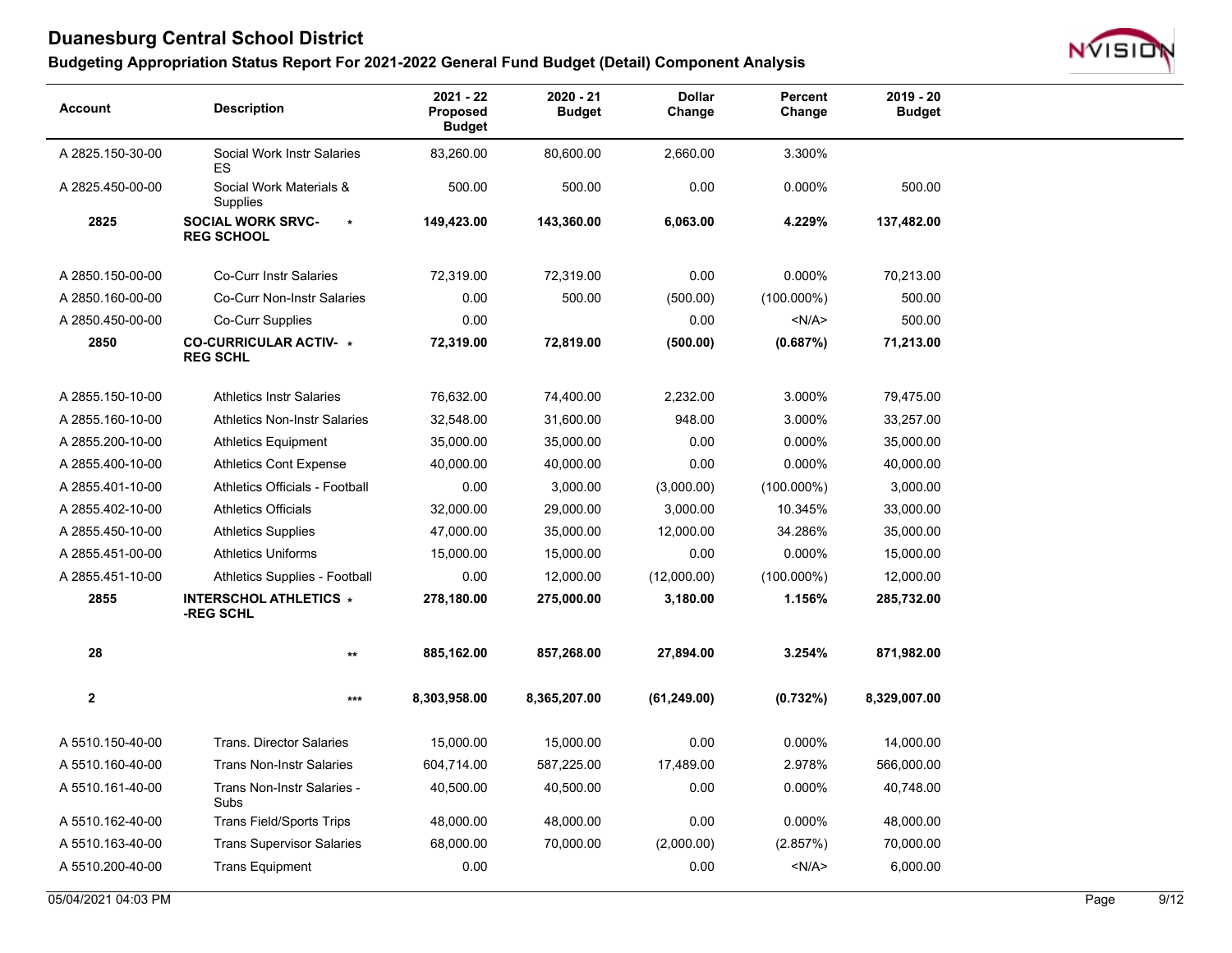# Duanesburg Central School District

## Budgeting Appropriation Status Report For 2021-2022 General Fund Budget (Detail) Component Analysis

| Account | Description | 2021 - 22 Proposed Budget | 2020 - 21 Budget | Dollar Change | Percent Change | 2019 - 20 Budget |
|---|---|---|---|---|---|---|
| A 2825.150-30-00 | Social Work Instr Salaries ES | 83,260.00 | 80,600.00 | 2,660.00 | 3.300% | |
| A 2825.450-00-00 | Social Work Materials & Supplies | 500.00 | 500.00 | 0.00 | 0.000% | 500.00 |
| **2825** | **SOCIAL WORK SRVC-REG SCHOOL** * | **149,423.00** | **143,360.00** | **6,063.00** | **4.229%** | **137,482.00** |
| A 2850.150-00-00 | Co-Curr Instr Salaries | 72,319.00 | 72,319.00 | 0.00 | 0.000% | 70,213.00 |
| A 2850.160-00-00 | Co-Curr Non-Instr Salaries | 0.00 | 500.00 | (500.00) | (100.000%) | 500.00 |
| A 2850.450-00-00 | Co-Curr Supplies | 0.00 | | 0.00 | <N/A> | 500.00 |
| **2850** | **CO-CURRICULAR ACTIV-REG SCHL** * | **72,319.00** | **72,819.00** | **(500.00)** | **(0.687%)** | **71,213.00** |
| A 2855.150-10-00 | Athletics Instr Salaries | 76,632.00 | 74,400.00 | 2,232.00 | 3.000% | 79,475.00 |
| A 2855.160-10-00 | Athletics Non-Instr Salaries | 32,548.00 | 31,600.00 | 948.00 | 3.000% | 33,257.00 |
| A 2855.200-10-00 | Athletics Equipment | 35,000.00 | 35,000.00 | 0.00 | 0.000% | 35,000.00 |
| A 2855.400-10-00 | Athletics Cont Expense | 40,000.00 | 40,000.00 | 0.00 | 0.000% | 40,000.00 |
| A 2855.401-10-00 | Athletics Officials - Football | 0.00 | 3,000.00 | (3,000.00) | (100.000%) | 3,000.00 |
| A 2855.402-10-00 | Athletics Officials | 32,000.00 | 29,000.00 | 3,000.00 | 10.345% | 33,000.00 |
| A 2855.450-10-00 | Athletics Supplies | 47,000.00 | 35,000.00 | 12,000.00 | 34.286% | 35,000.00 |
| A 2855.451-00-00 | Athletics Uniforms | 15,000.00 | 15,000.00 | 0.00 | 0.000% | 15,000.00 |
| A 2855.451-10-00 | Athletics Supplies - Football | 0.00 | 12,000.00 | (12,000.00) | (100.000%) | 12,000.00 |
| **2855** | **INTERSCHOL ATHLETICS -REG SCHL** * | **278,180.00** | **275,000.00** | **3,180.00** | **1.156%** | **285,732.00** |
| **28** | ** | **885,162.00** | **857,268.00** | **27,894.00** | **3.254%** | **871,982.00** |
| **2** | *** | **8,303,958.00** | **8,365,207.00** | **(61,249.00)** | **(0.732%)** | **8,329,007.00** |
| A 5510.150-40-00 | Trans. Director Salaries | 15,000.00 | 15,000.00 | 0.00 | 0.000% | 14,000.00 |
| A 5510.160-40-00 | Trans Non-Instr Salaries | 604,714.00 | 587,225.00 | 17,489.00 | 2.978% | 566,000.00 |
| A 5510.161-40-00 | Trans Non-Instr Salaries - Subs | 40,500.00 | 40,500.00 | 0.00 | 0.000% | 40,748.00 |
| A 5510.162-40-00 | Trans Field/Sports Trips | 48,000.00 | 48,000.00 | 0.00 | 0.000% | 48,000.00 |
| A 5510.163-40-00 | Trans Supervisor Salaries | 68,000.00 | 70,000.00 | (2,000.00) | (2.857%) | 70,000.00 |
| A 5510.200-40-00 | Trans Equipment | 0.00 | | 0.00 | <N/A> | 6,000.00 |

05/04/2021 04:03 PM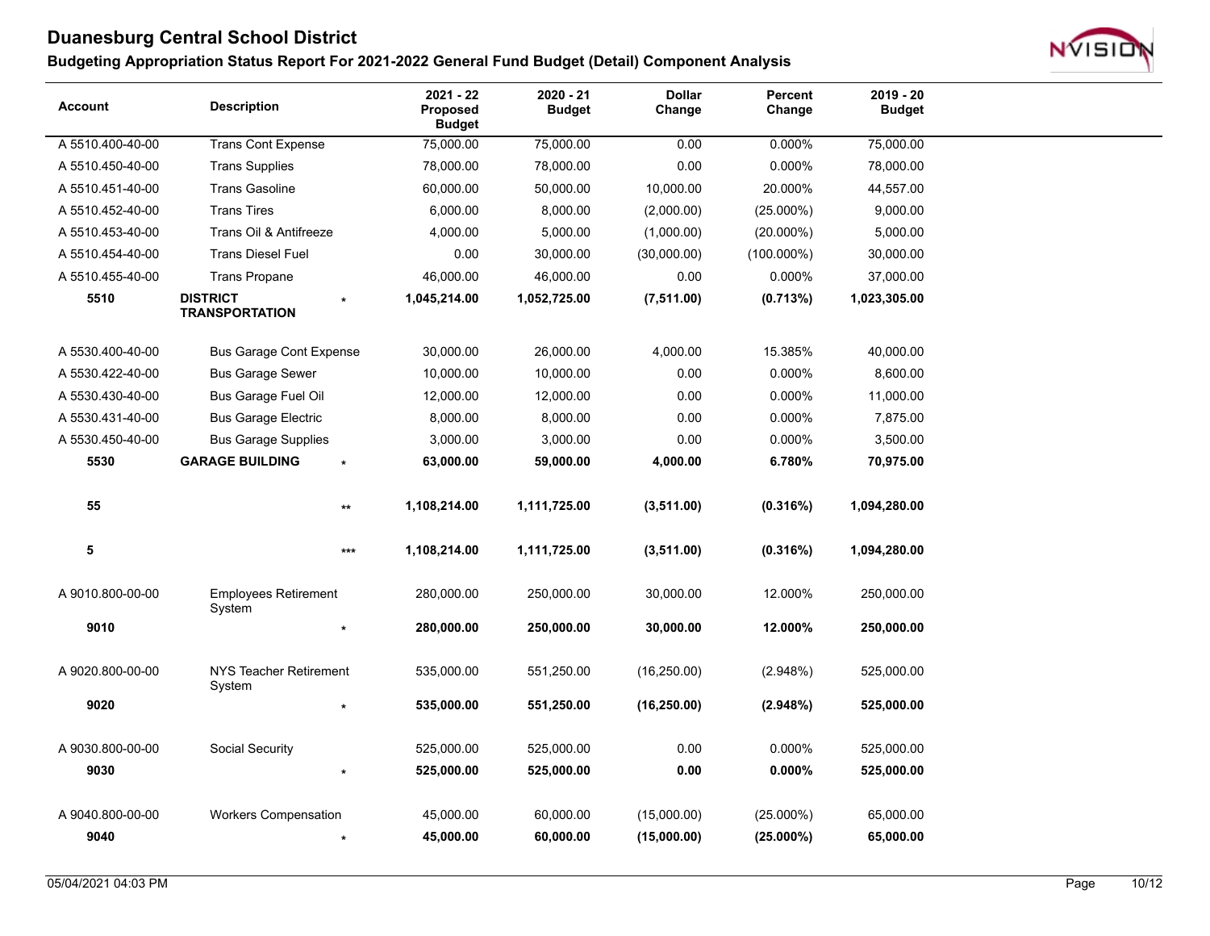# Duanesburg Central School District

## Budgeting Appropriation Status Report For 2021-2022 General Fund Budget (Detail) Component Analysis

| Account | Description | | 2021 - 22 Proposed Budget | 2020 - 21 Budget | Dollar Change | Percent Change | 2019 - 20 Budget |
|---|---|---|---|---|---|---|---|
| A 5510.400-40-00 | Trans Cont Expense | | 75,000.00 | 75,000.00 | 0.00 | 0.000% | 75,000.00 |
| A 5510.450-40-00 | Trans Supplies | | 78,000.00 | 78,000.00 | 0.00 | 0.000% | 78,000.00 |
| A 5510.451-40-00 | Trans Gasoline | | 60,000.00 | 50,000.00 | 10,000.00 | 20.000% | 44,557.00 |
| A 5510.452-40-00 | Trans Tires | | 6,000.00 | 8,000.00 | (2,000.00) | (25.000%) | 9,000.00 |
| A 5510.453-40-00 | Trans Oil & Antifreeze | | 4,000.00 | 5,000.00 | (1,000.00) | (20.000%) | 5,000.00 |
| A 5510.454-40-00 | Trans Diesel Fuel | | 0.00 | 30,000.00 | (30,000.00) | (100.000%) | 30,000.00 |
| A 5510.455-40-00 | Trans Propane | | 46,000.00 | 46,000.00 | 0.00 | 0.000% | 37,000.00 |
| **5510** | **DISTRICT TRANSPORTATION** | * | **1,045,214.00** | **1,052,725.00** | **(7,511.00)** | **(0.713%)** | **1,023,305.00** |
| A 5530.400-40-00 | Bus Garage Cont Expense | | 30,000.00 | 26,000.00 | 4,000.00 | 15.385% | 40,000.00 |
| A 5530.422-40-00 | Bus Garage Sewer | | 10,000.00 | 10,000.00 | 0.00 | 0.000% | 8,600.00 |
| A 5530.430-40-00 | Bus Garage Fuel Oil | | 12,000.00 | 12,000.00 | 0.00 | 0.000% | 11,000.00 |
| A 5530.431-40-00 | Bus Garage Electric | | 8,000.00 | 8,000.00 | 0.00 | 0.000% | 7,875.00 |
| A 5530.450-40-00 | Bus Garage Supplies | | 3,000.00 | 3,000.00 | 0.00 | 0.000% | 3,500.00 |
| **5530** | **GARAGE BUILDING** | * | **63,000.00** | **59,000.00** | **4,000.00** | **6.780%** | **70,975.00** |
| **55** | | ** | **1,108,214.00** | **1,111,725.00** | **(3,511.00)** | **(0.316%)** | **1,094,280.00** |
| **5** | | *** | **1,108,214.00** | **1,111,725.00** | **(3,511.00)** | **(0.316%)** | **1,094,280.00** |
| A 9010.800-00-00 | Employees Retirement System | | 280,000.00 | 250,000.00 | 30,000.00 | 12.000% | 250,000.00 |
| **9010** | | * | **280,000.00** | **250,000.00** | **30,000.00** | **12.000%** | **250,000.00** |
| A 9020.800-00-00 | NYS Teacher Retirement System | | 535,000.00 | 551,250.00 | (16,250.00) | (2.948%) | 525,000.00 |
| **9020** | | * | **535,000.00** | **551,250.00** | **(16,250.00)** | **(2.948%)** | **525,000.00** |
| A 9030.800-00-00 | Social Security | | 525,000.00 | 525,000.00 | 0.00 | 0.000% | 525,000.00 |
| **9030** | | * | **525,000.00** | **525,000.00** | **0.00** | **0.000%** | **525,000.00** |
| A 9040.800-00-00 | Workers Compensation | | 45,000.00 | 60,000.00 | (15,000.00) | (25.000%) | 65,000.00 |
| **9040** | | * | **45,000.00** | **60,000.00** | **(15,000.00)** | **(25.000%)** | **65,000.00** |

05/04/2021 04:03 PM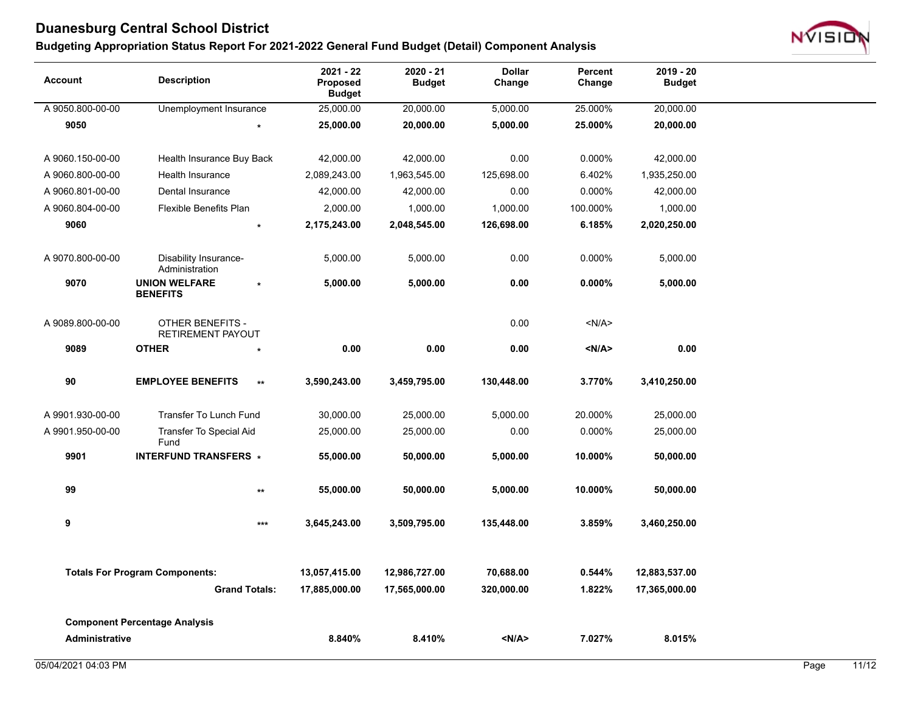# Duanesburg Central School District

## Budgeting Appropriation Status Report For 2021-2022 General Fund Budget (Detail) Component Analysis

| Account | Description | | 2021 - 22 Proposed Budget | 2020 - 21 Budget | Dollar Change | Percent Change | 2019 - 20 Budget |
|---|---|---|---|---|---|---|---|
| A 9050.800-00-00 | Unemployment Insurance | | 25,000.00 | 20,000.00 | 5,000.00 | 25.000% | 20,000.00 |
| **9050** | | * | **25,000.00** | **20,000.00** | **5,000.00** | **25.000%** | **20,000.00** |
| A 9060.150-00-00 | Health Insurance Buy Back | | 42,000.00 | 42,000.00 | 0.00 | 0.000% | 42,000.00 |
| A 9060.800-00-00 | Health Insurance | | 2,089,243.00 | 1,963,545.00 | 125,698.00 | 6.402% | 1,935,250.00 |
| A 9060.801-00-00 | Dental Insurance | | 42,000.00 | 42,000.00 | 0.00 | 0.000% | 42,000.00 |
| A 9060.804-00-00 | Flexible Benefits Plan | | 2,000.00 | 1,000.00 | 1,000.00 | 100.000% | 1,000.00 |
| **9060** | | * | **2,175,243.00** | **2,048,545.00** | **126,698.00** | **6.185%** | **2,020,250.00** |
| A 9070.800-00-00 | Disability Insurance-Administration | | 5,000.00 | 5,000.00 | 0.00 | 0.000% | 5,000.00 |
| **9070** | **UNION WELFARE BENEFITS** | * | **5,000.00** | **5,000.00** | **0.00** | **0.000%** | **5,000.00** |
| A 9089.800-00-00 | OTHER BENEFITS - RETIREMENT PAYOUT | | | | 0.00 | <N/A> | |
| **9089** | **OTHER** | * | **0.00** | **0.00** | **0.00** | **<N/A>** | **0.00** |
| **90** | **EMPLOYEE BENEFITS** | ** | **3,590,243.00** | **3,459,795.00** | **130,448.00** | **3.770%** | **3,410,250.00** |
| A 9901.930-00-00 | Transfer To Lunch Fund | | 30,000.00 | 25,000.00 | 5,000.00 | 20.000% | 25,000.00 |
| A 9901.950-00-00 | Transfer To Special Aid Fund | | 25,000.00 | 25,000.00 | 0.00 | 0.000% | 25,000.00 |
| **9901** | **INTERFUND TRANSFERS** | * | **55,000.00** | **50,000.00** | **5,000.00** | **10.000%** | **50,000.00** |
| **99** | | ** | **55,000.00** | **50,000.00** | **5,000.00** | **10.000%** | **50,000.00** |
| **9** | | *** | **3,645,243.00** | **3,509,795.00** | **135,448.00** | **3.859%** | **3,460,250.00** |
| **Totals For Program Components:** | | | **13,057,415.00** | **12,986,727.00** | **70,688.00** | **0.544%** | **12,883,537.00** |
| | **Grand Totals:** | | **17,885,000.00** | **17,565,000.00** | **320,000.00** | **1.822%** | **17,365,000.00** |
| **Component Percentage Analysis** | | | | | | | |
| **Administrative** | | | **8.840%** | **8.410%** | **<N/A>** | **7.027%** | **8.015%** |

05/04/2021 04:03 PM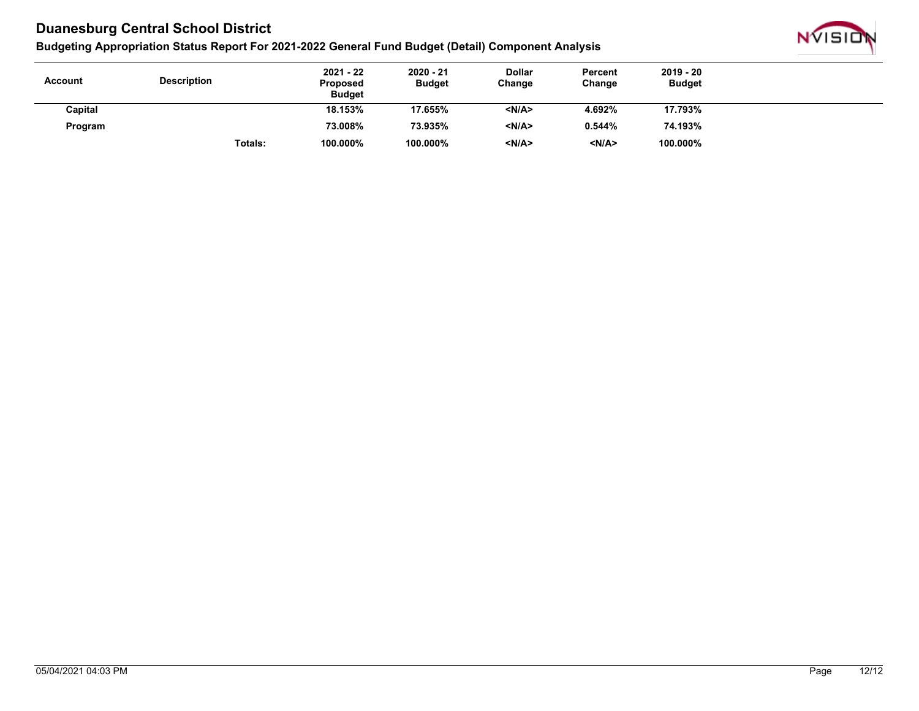# Duanesburg Central School District

## Budgeting Appropriation Status Report For 2021-2022 General Fund Budget (Detail) Component Analysis

| Account | Description | 2021 - 22 Proposed Budget | 2020 - 21 Budget | Dollar Change | Percent Change | 2019 - 20 Budget |
|---|---|---|---|---|---|---|
| **Capital** | | **18.153%** | **17.655%** | **<N/A>** | **4.692%** | **17.793%** |
| **Program** | | **73.008%** | **73.935%** | **<N/A>** | **0.544%** | **74.193%** |
| | **Totals:** | **100.000%** | **100.000%** | **<N/A>** | **<N/A>** | **100.000%** |

05/04/2021 04:03 PM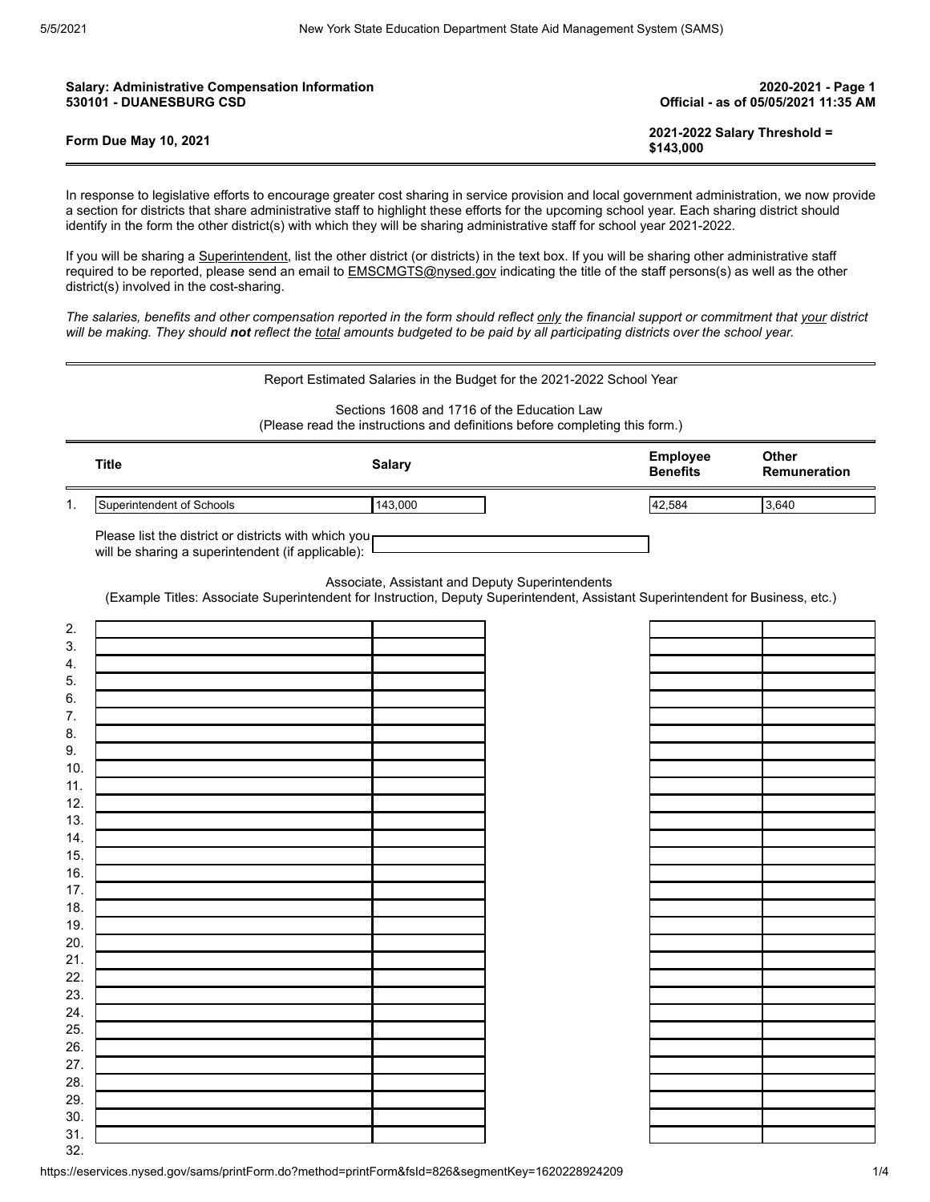**Salary: Administrative Compensation Information**
**530101 - DUANESBURG CSD**

**2020-2021 - Page 1**
**Official - as of 05/05/2021 11:35 AM**

**Form Due May 10, 2021**

**2021-2022 Salary Threshold = $143,000**

In response to legislative efforts to encourage greater cost sharing in service provision and local government administration, we now provide a section for districts that share administrative staff to highlight these efforts for the upcoming school year. Each sharing district should identify in the form the other district(s) with which they will be sharing administrative staff for school year 2021-2022.

If you will be sharing a Superintendent, list the other district (or districts) in the text box. If you will be sharing other administrative staff required to be reported, please send an email to EMSCMGTS@nysed.gov indicating the title of the staff persons(s) as well as the other district(s) involved in the cost-sharing.

*The salaries, benefits and other compensation reported in the form should reflect only the financial support or commitment that your district will be making. They should **not** reflect the total amounts budgeted to be paid by all participating districts over the school year.*

Report Estimated Salaries in the Budget for the 2021-2022 School Year

Sections 1608 and 1716 of the Education Law
(Please read the instructions and definitions before completing this form.)

| | Title | Salary | Employee Benefits | Other Remuneration |
|---|---|---|---|---|
| 1. | Superintendent of Schools | 143,000 | 42,584 | 3,640 |

Please list the district or districts with which you will be sharing a superintendent (if applicable):

Associate, Assistant and Deputy Superintendents
(Example Titles: Associate Superintendent for Instruction, Deputy Superintendent, Assistant Superintendent for Business, etc.)

| | Title | Salary | Employee Benefits | Other Remuneration |
|---|---|---|---|---|
| 2. | | | | |
| 3. | | | | |
| 4. | | | | |
| 5. | | | | |
| 6. | | | | |
| 7. | | | | |
| 8. | | | | |
| 9. | | | | |
| 10. | | | | |
| 11. | | | | |
| 12. | | | | |
| 13. | | | | |
| 14. | | | | |
| 15. | | | | |
| 16. | | | | |
| 17. | | | | |
| 18. | | | | |
| 19. | | | | |
| 20. | | | | |
| 21. | | | | |
| 22. | | | | |
| 23. | | | | |
| 24. | | | | |
| 25. | | | | |
| 26. | | | | |
| 27. | | | | |
| 28. | | | | |
| 29. | | | | |
| 30. | | | | |
| 31. | | | | |
| 32. | | | | |